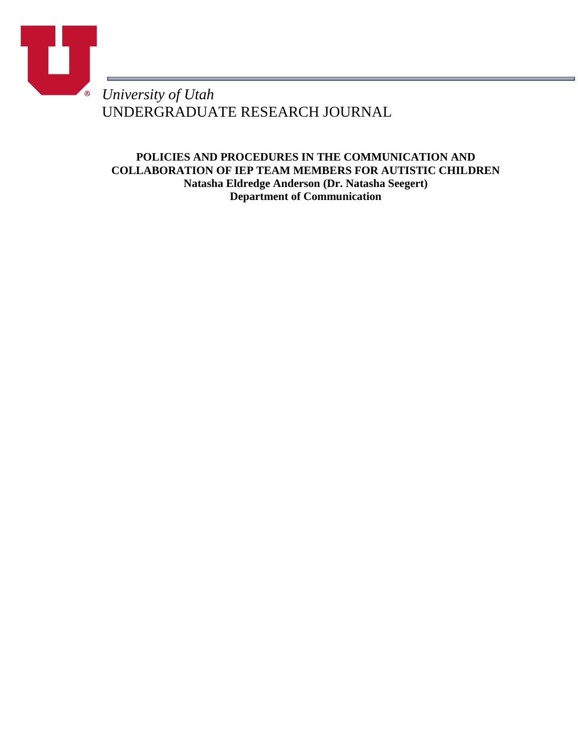*University of Utah*
UNDERGRADUATE RESEARCH JOURNAL

**POLICIES AND PROCEDURES IN THE COMMUNICATION AND COLLABORATION OF IEP TEAM MEMBERS FOR AUTISTIC CHILDREN**

**Natasha Eldredge Anderson (Dr. Natasha Seegert)**

**Department of Communication**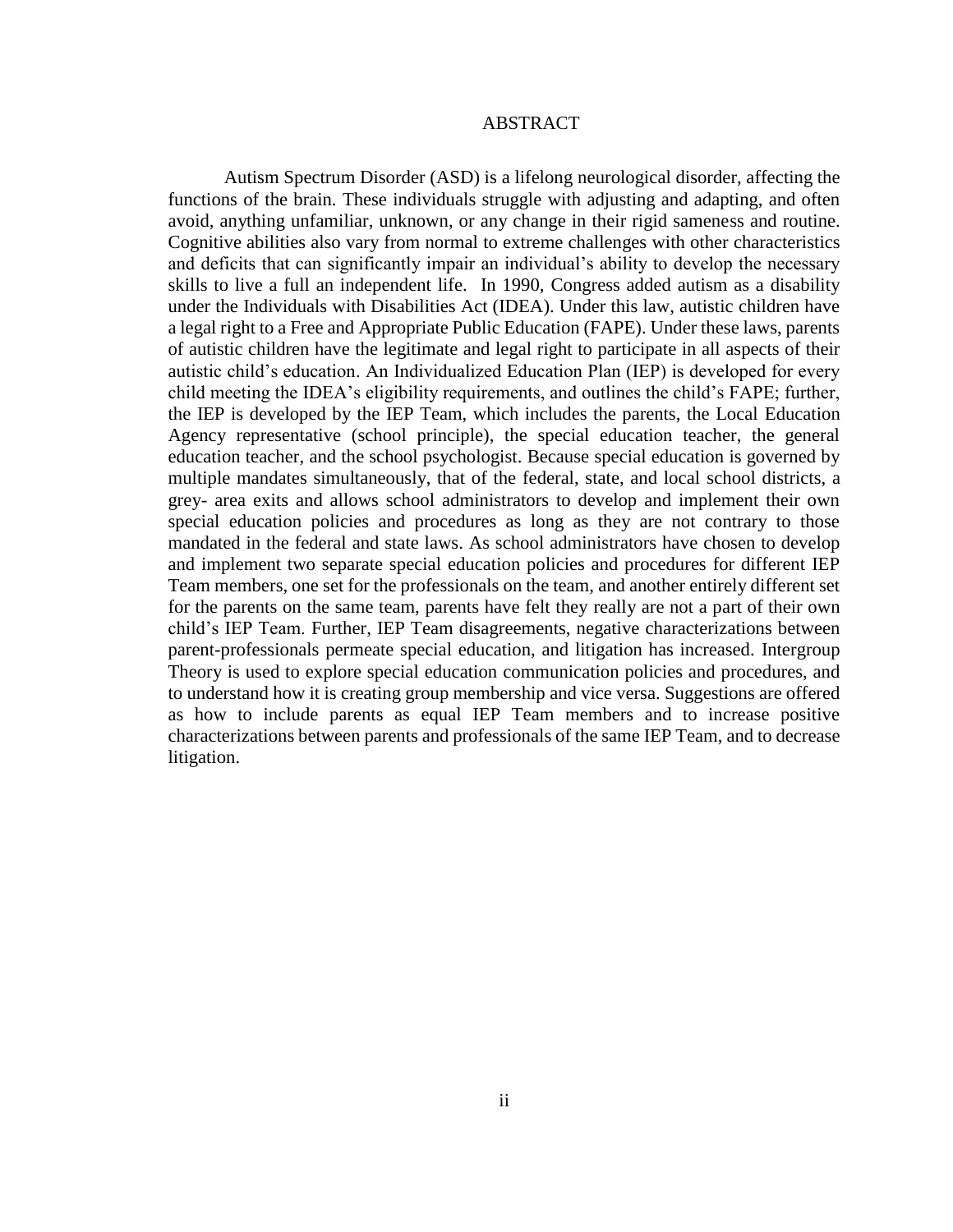# ABSTRACT

Autism Spectrum Disorder (ASD) is a lifelong neurological disorder, affecting the functions of the brain. These individuals struggle with adjusting and adapting, and often avoid, anything unfamiliar, unknown, or any change in their rigid sameness and routine. Cognitive abilities also vary from normal to extreme challenges with other characteristics and deficits that can significantly impair an individual's ability to develop the necessary skills to live a full an independent life. In 1990, Congress added autism as a disability under the Individuals with Disabilities Act (IDEA). Under this law, autistic children have a legal right to a Free and Appropriate Public Education (FAPE). Under these laws, parents of autistic children have the legitimate and legal right to participate in all aspects of their autistic child's education. An Individualized Education Plan (IEP) is developed for every child meeting the IDEA's eligibility requirements, and outlines the child's FAPE; further, the IEP is developed by the IEP Team, which includes the parents, the Local Education Agency representative (school principle), the special education teacher, the general education teacher, and the school psychologist. Because special education is governed by multiple mandates simultaneously, that of the federal, state, and local school districts, a grey- area exits and allows school administrators to develop and implement their own special education policies and procedures as long as they are not contrary to those mandated in the federal and state laws. As school administrators have chosen to develop and implement two separate special education policies and procedures for different IEP Team members, one set for the professionals on the team, and another entirely different set for the parents on the same team, parents have felt they really are not a part of their own child's IEP Team. Further, IEP Team disagreements, negative characterizations between parent-professionals permeate special education, and litigation has increased. Intergroup Theory is used to explore special education communication policies and procedures, and to understand how it is creating group membership and vice versa. Suggestions are offered as how to include parents as equal IEP Team members and to increase positive characterizations between parents and professionals of the same IEP Team, and to decrease litigation.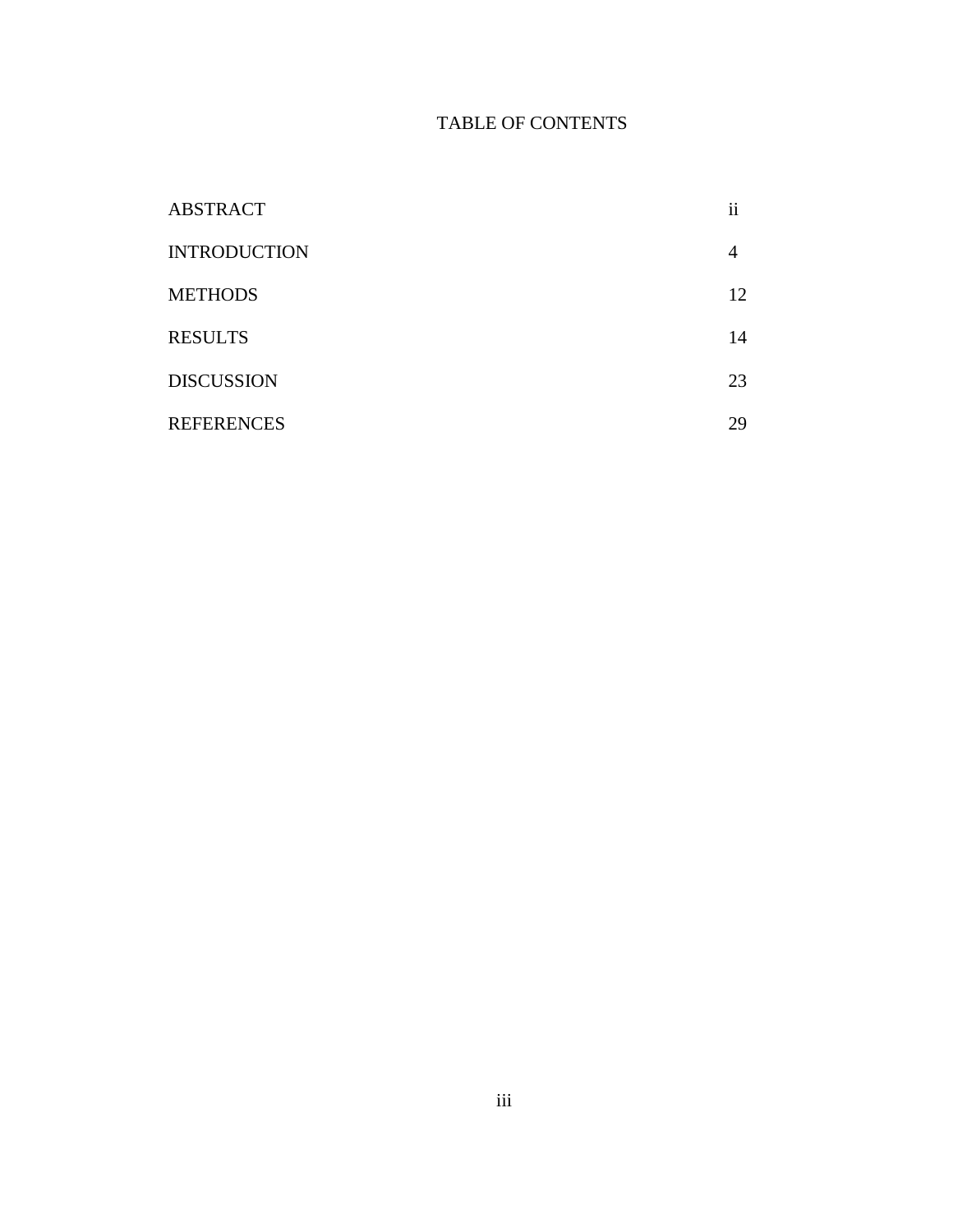# TABLE OF CONTENTS

| | |
|---|---|
| ABSTRACT | ii |
| INTRODUCTION | 4 |
| METHODS | 12 |
| RESULTS | 14 |
| DISCUSSION | 23 |
| REFERENCES | 29 |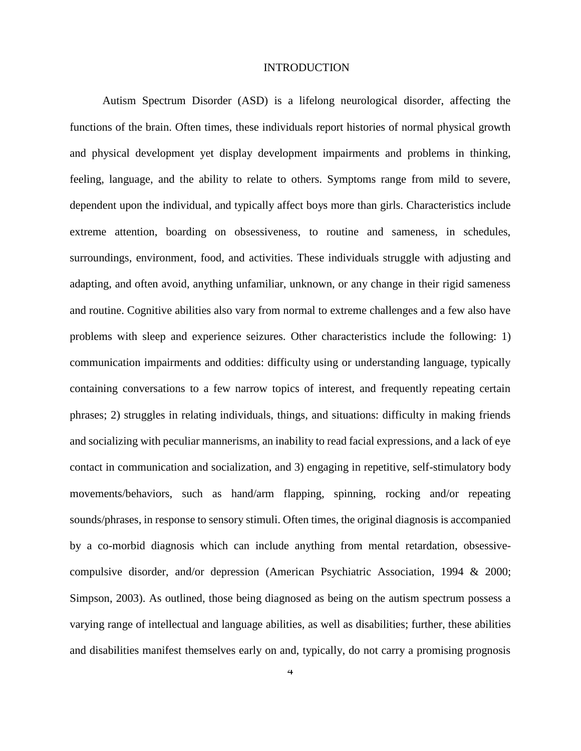# INTRODUCTION

Autism Spectrum Disorder (ASD) is a lifelong neurological disorder, affecting the functions of the brain. Often times, these individuals report histories of normal physical growth and physical development yet display development impairments and problems in thinking, feeling, language, and the ability to relate to others. Symptoms range from mild to severe, dependent upon the individual, and typically affect boys more than girls. Characteristics include extreme attention, boarding on obsessiveness, to routine and sameness, in schedules, surroundings, environment, food, and activities. These individuals struggle with adjusting and adapting, and often avoid, anything unfamiliar, unknown, or any change in their rigid sameness and routine. Cognitive abilities also vary from normal to extreme challenges and a few also have problems with sleep and experience seizures. Other characteristics include the following: 1) communication impairments and oddities: difficulty using or understanding language, typically containing conversations to a few narrow topics of interest, and frequently repeating certain phrases; 2) struggles in relating individuals, things, and situations: difficulty in making friends and socializing with peculiar mannerisms, an inability to read facial expressions, and a lack of eye contact in communication and socialization, and 3) engaging in repetitive, self-stimulatory body movements/behaviors, such as hand/arm flapping, spinning, rocking and/or repeating sounds/phrases, in response to sensory stimuli. Often times, the original diagnosis is accompanied by a co-morbid diagnosis which can include anything from mental retardation, obsessive-compulsive disorder, and/or depression (American Psychiatric Association, 1994 & 2000; Simpson, 2003). As outlined, those being diagnosed as being on the autism spectrum possess a varying range of intellectual and language abilities, as well as disabilities; further, these abilities and disabilities manifest themselves early on and, typically, do not carry a promising prognosis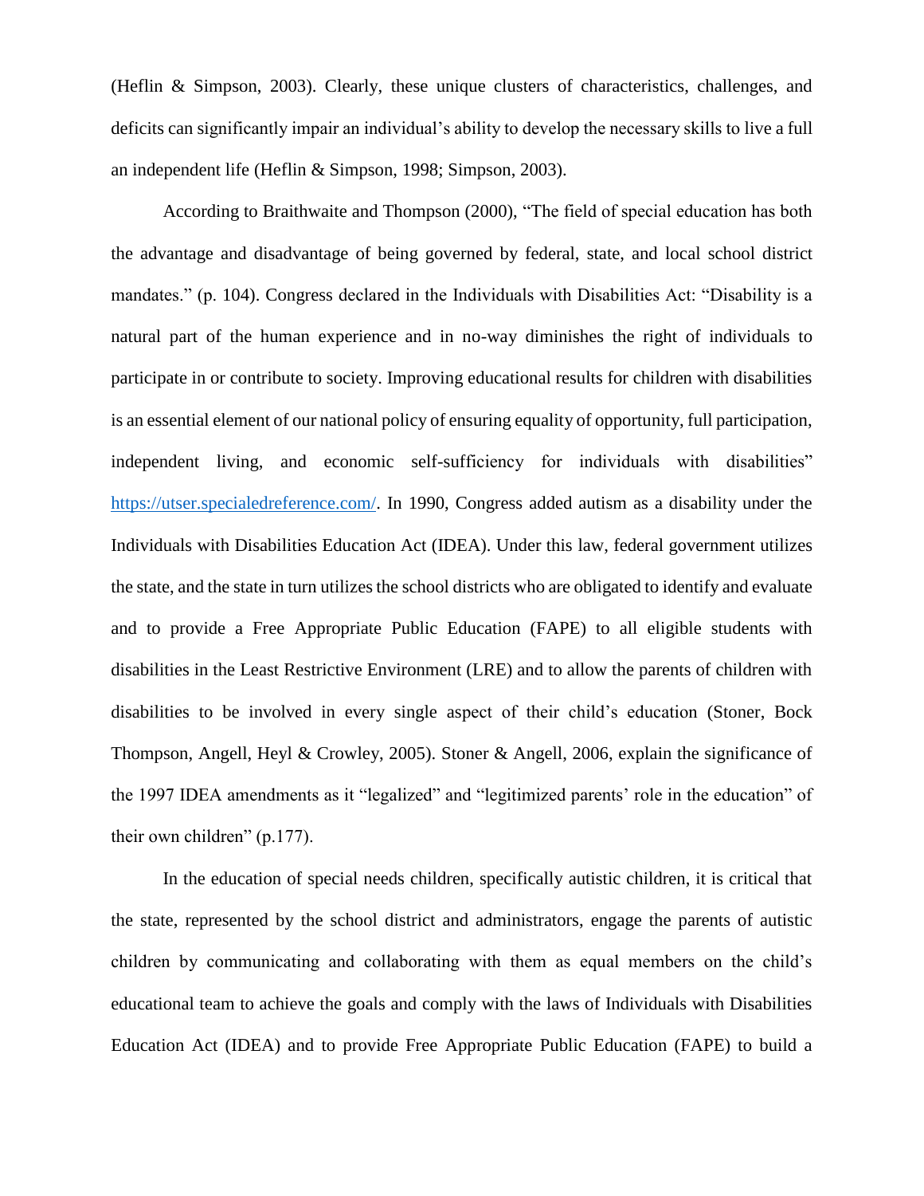(Heflin & Simpson, 2003). Clearly, these unique clusters of characteristics, challenges, and deficits can significantly impair an individual's ability to develop the necessary skills to live a full an independent life (Heflin & Simpson, 1998; Simpson, 2003).

According to Braithwaite and Thompson (2000), "The field of special education has both the advantage and disadvantage of being governed by federal, state, and local school district mandates." (p. 104). Congress declared in the Individuals with Disabilities Act: "Disability is a natural part of the human experience and in no-way diminishes the right of individuals to participate in or contribute to society. Improving educational results for children with disabilities is an essential element of our national policy of ensuring equality of opportunity, full participation, independent living, and economic self-sufficiency for individuals with disabilities" https://utser.specialedreference.com/. In 1990, Congress added autism as a disability under the Individuals with Disabilities Education Act (IDEA). Under this law, federal government utilizes the state, and the state in turn utilizes the school districts who are obligated to identify and evaluate and to provide a Free Appropriate Public Education (FAPE) to all eligible students with disabilities in the Least Restrictive Environment (LRE) and to allow the parents of children with disabilities to be involved in every single aspect of their child's education (Stoner, Bock Thompson, Angell, Heyl & Crowley, 2005). Stoner & Angell, 2006, explain the significance of the 1997 IDEA amendments as it "legalized" and "legitimized parents' role in the education" of their own children" (p.177).

In the education of special needs children, specifically autistic children, it is critical that the state, represented by the school district and administrators, engage the parents of autistic children by communicating and collaborating with them as equal members on the child's educational team to achieve the goals and comply with the laws of Individuals with Disabilities Education Act (IDEA) and to provide Free Appropriate Public Education (FAPE) to build a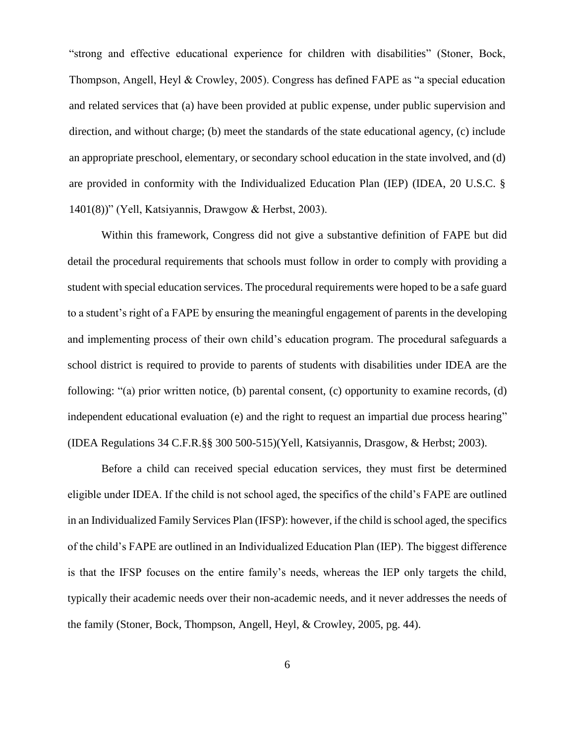"strong and effective educational experience for children with disabilities" (Stoner, Bock, Thompson, Angell, Heyl & Crowley, 2005). Congress has defined FAPE as "a special education and related services that (a) have been provided at public expense, under public supervision and direction, and without charge; (b) meet the standards of the state educational agency, (c) include an appropriate preschool, elementary, or secondary school education in the state involved, and (d) are provided in conformity with the Individualized Education Plan (IEP) (IDEA, 20 U.S.C. § 1401(8))" (Yell, Katsiyannis, Drawgow & Herbst, 2003).

Within this framework, Congress did not give a substantive definition of FAPE but did detail the procedural requirements that schools must follow in order to comply with providing a student with special education services. The procedural requirements were hoped to be a safe guard to a student's right of a FAPE by ensuring the meaningful engagement of parents in the developing and implementing process of their own child's education program. The procedural safeguards a school district is required to provide to parents of students with disabilities under IDEA are the following: "(a) prior written notice, (b) parental consent, (c) opportunity to examine records, (d) independent educational evaluation (e) and the right to request an impartial due process hearing" (IDEA Regulations 34 C.F.R.§§ 300 500-515)(Yell, Katsiyannis, Drasgow, & Herbst; 2003).

Before a child can received special education services, they must first be determined eligible under IDEA. If the child is not school aged, the specifics of the child's FAPE are outlined in an Individualized Family Services Plan (IFSP): however, if the child is school aged, the specifics of the child's FAPE are outlined in an Individualized Education Plan (IEP). The biggest difference is that the IFSP focuses on the entire family's needs, whereas the IEP only targets the child, typically their academic needs over their non-academic needs, and it never addresses the needs of the family (Stoner, Bock, Thompson, Angell, Heyl, & Crowley, 2005, pg. 44).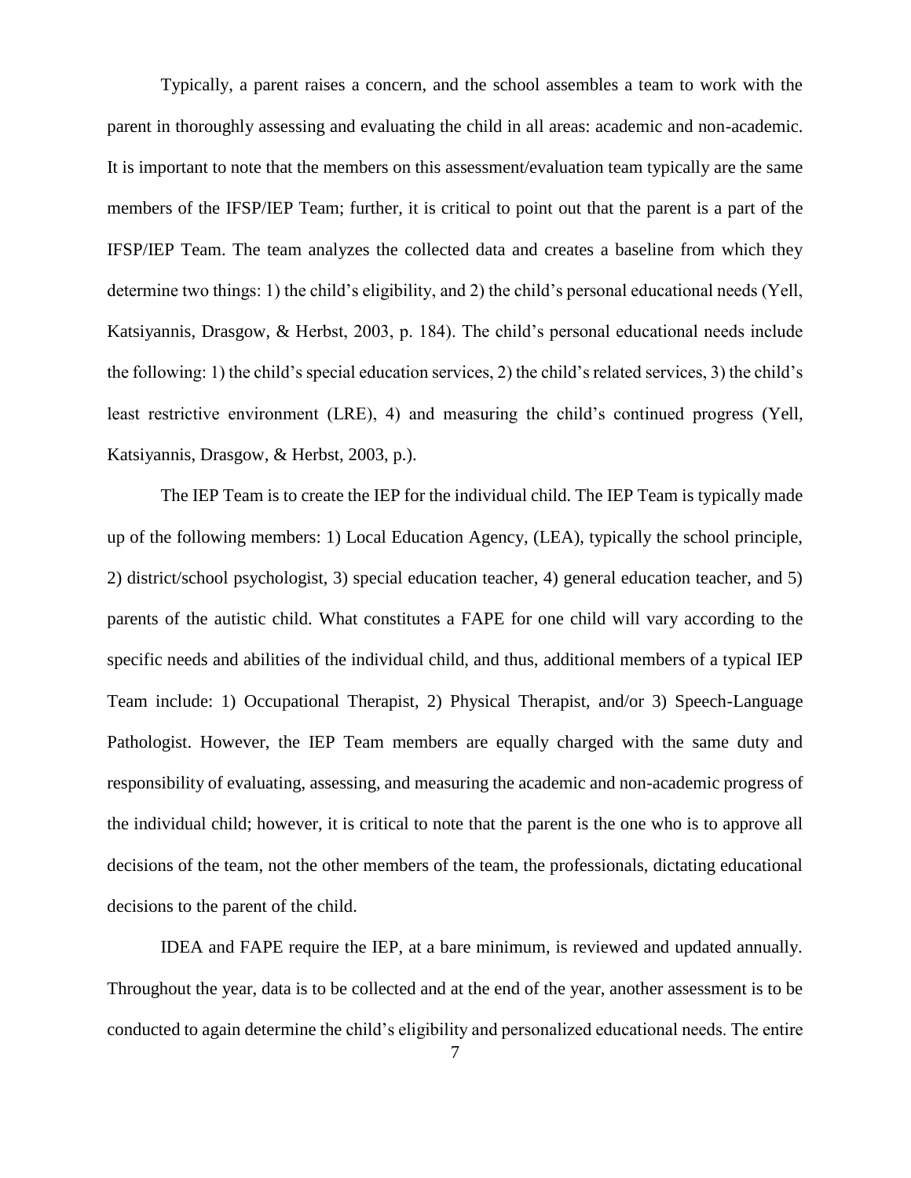Typically, a parent raises a concern, and the school assembles a team to work with the parent in thoroughly assessing and evaluating the child in all areas: academic and non-academic. It is important to note that the members on this assessment/evaluation team typically are the same members of the IFSP/IEP Team; further, it is critical to point out that the parent is a part of the IFSP/IEP Team. The team analyzes the collected data and creates a baseline from which they determine two things: 1) the child's eligibility, and 2) the child's personal educational needs (Yell, Katsiyannis, Drasgow, & Herbst, 2003, p. 184). The child's personal educational needs include the following: 1) the child's special education services, 2) the child's related services, 3) the child's least restrictive environment (LRE), 4) and measuring the child's continued progress (Yell, Katsiyannis, Drasgow, & Herbst, 2003, p.).

The IEP Team is to create the IEP for the individual child. The IEP Team is typically made up of the following members: 1) Local Education Agency, (LEA), typically the school principle, 2) district/school psychologist, 3) special education teacher, 4) general education teacher, and 5) parents of the autistic child. What constitutes a FAPE for one child will vary according to the specific needs and abilities of the individual child, and thus, additional members of a typical IEP Team include: 1) Occupational Therapist, 2) Physical Therapist, and/or 3) Speech-Language Pathologist. However, the IEP Team members are equally charged with the same duty and responsibility of evaluating, assessing, and measuring the academic and non-academic progress of the individual child; however, it is critical to note that the parent is the one who is to approve all decisions of the team, not the other members of the team, the professionals, dictating educational decisions to the parent of the child.

IDEA and FAPE require the IEP, at a bare minimum, is reviewed and updated annually. Throughout the year, data is to be collected and at the end of the year, another assessment is to be conducted to again determine the child's eligibility and personalized educational needs. The entire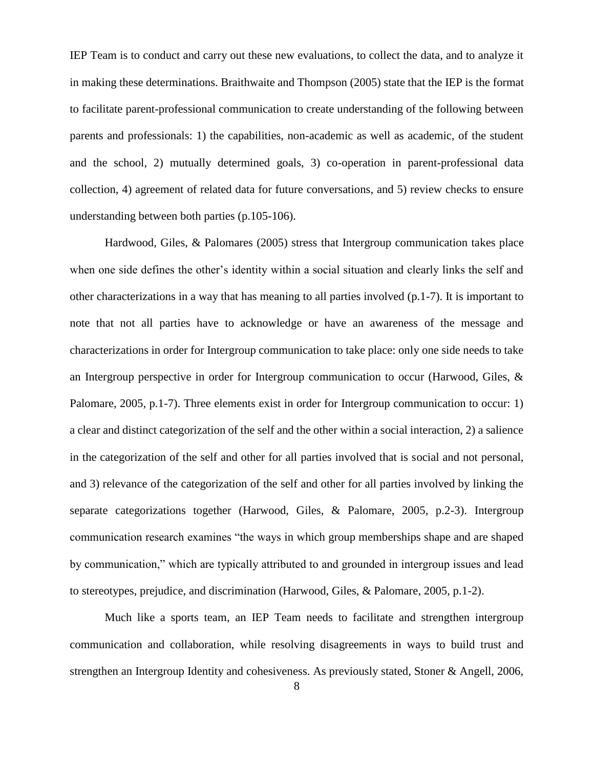IEP Team is to conduct and carry out these new evaluations, to collect the data, and to analyze it in making these determinations. Braithwaite and Thompson (2005) state that the IEP is the format to facilitate parent-professional communication to create understanding of the following between parents and professionals: 1) the capabilities, non-academic as well as academic, of the student and the school, 2) mutually determined goals, 3) co-operation in parent-professional data collection, 4) agreement of related data for future conversations, and 5) review checks to ensure understanding between both parties (p.105-106).

Hardwood, Giles, & Palomares (2005) stress that Intergroup communication takes place when one side defines the other's identity within a social situation and clearly links the self and other characterizations in a way that has meaning to all parties involved (p.1-7). It is important to note that not all parties have to acknowledge or have an awareness of the message and characterizations in order for Intergroup communication to take place: only one side needs to take an Intergroup perspective in order for Intergroup communication to occur (Harwood, Giles, & Palomare, 2005, p.1-7). Three elements exist in order for Intergroup communication to occur: 1) a clear and distinct categorization of the self and the other within a social interaction, 2) a salience in the categorization of the self and other for all parties involved that is social and not personal, and 3) relevance of the categorization of the self and other for all parties involved by linking the separate categorizations together (Harwood, Giles, & Palomare, 2005, p.2-3). Intergroup communication research examines "the ways in which group memberships shape and are shaped by communication," which are typically attributed to and grounded in intergroup issues and lead to stereotypes, prejudice, and discrimination (Harwood, Giles, & Palomare, 2005, p.1-2).

Much like a sports team, an IEP Team needs to facilitate and strengthen intergroup communication and collaboration, while resolving disagreements in ways to build trust and strengthen an Intergroup Identity and cohesiveness. As previously stated, Stoner & Angell, 2006,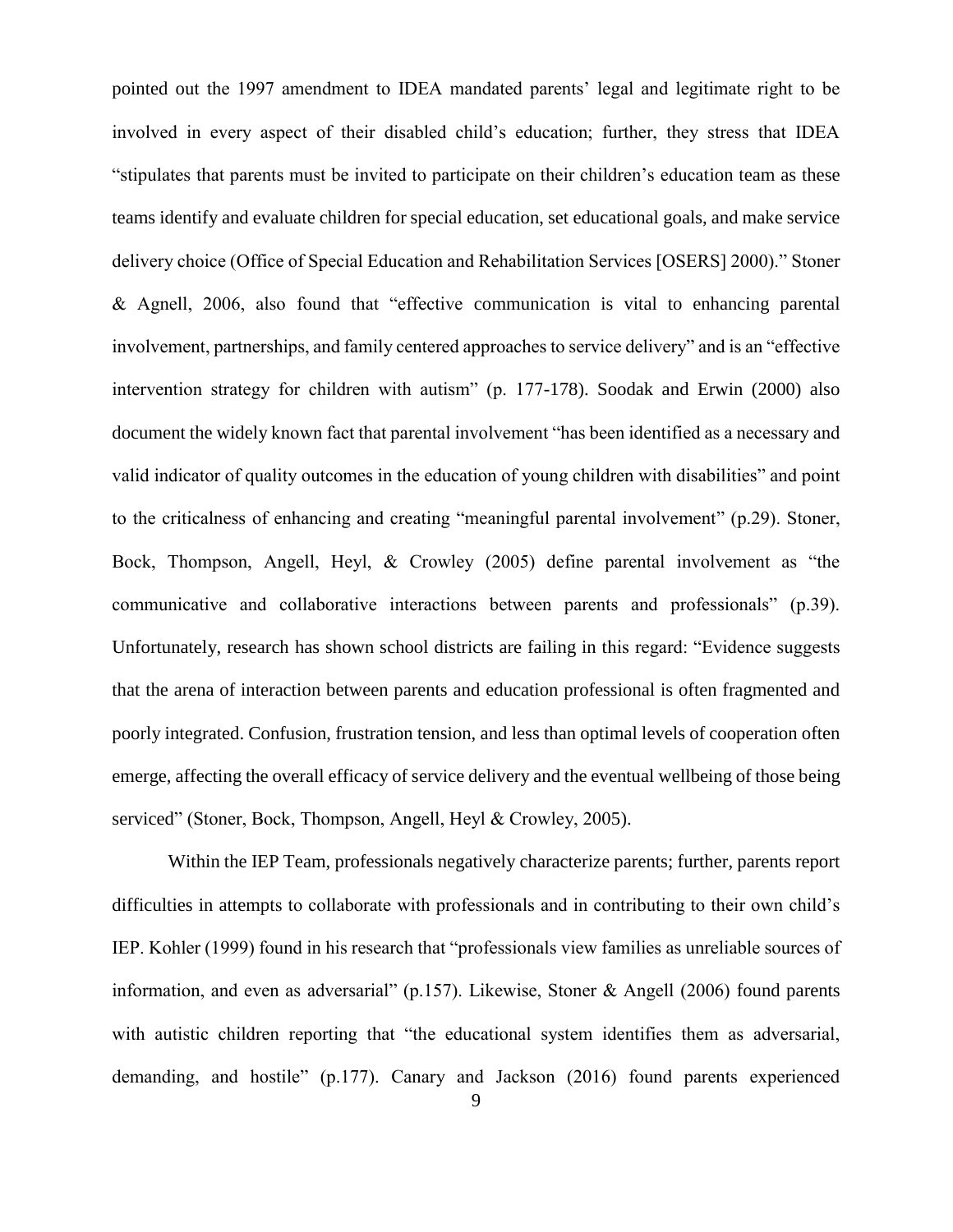pointed out the 1997 amendment to IDEA mandated parents' legal and legitimate right to be involved in every aspect of their disabled child's education; further, they stress that IDEA "stipulates that parents must be invited to participate on their children's education team as these teams identify and evaluate children for special education, set educational goals, and make service delivery choice (Office of Special Education and Rehabilitation Services [OSERS] 2000)." Stoner & Agnell, 2006, also found that "effective communication is vital to enhancing parental involvement, partnerships, and family centered approaches to service delivery" and is an "effective intervention strategy for children with autism" (p. 177-178). Soodak and Erwin (2000) also document the widely known fact that parental involvement "has been identified as a necessary and valid indicator of quality outcomes in the education of young children with disabilities" and point to the criticalness of enhancing and creating "meaningful parental involvement" (p.29). Stoner, Bock, Thompson, Angell, Heyl, & Crowley (2005) define parental involvement as "the communicative and collaborative interactions between parents and professionals" (p.39). Unfortunately, research has shown school districts are failing in this regard: "Evidence suggests that the arena of interaction between parents and education professional is often fragmented and poorly integrated. Confusion, frustration tension, and less than optimal levels of cooperation often emerge, affecting the overall efficacy of service delivery and the eventual wellbeing of those being serviced" (Stoner, Bock, Thompson, Angell, Heyl & Crowley, 2005).

Within the IEP Team, professionals negatively characterize parents; further, parents report difficulties in attempts to collaborate with professionals and in contributing to their own child's IEP. Kohler (1999) found in his research that "professionals view families as unreliable sources of information, and even as adversarial" (p.157). Likewise, Stoner & Angell (2006) found parents with autistic children reporting that "the educational system identifies them as adversarial, demanding, and hostile" (p.177). Canary and Jackson (2016) found parents experienced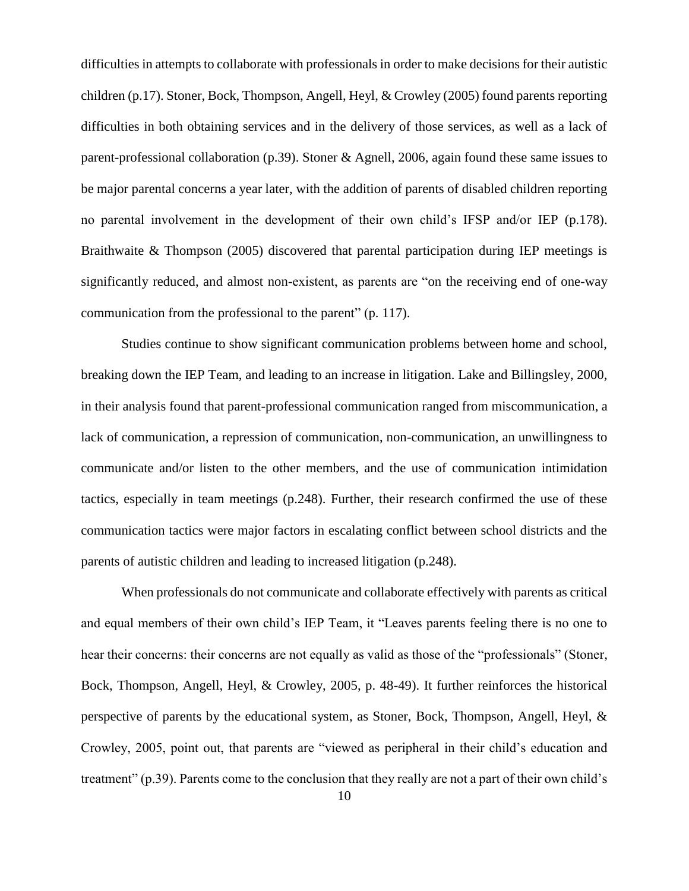difficulties in attempts to collaborate with professionals in order to make decisions for their autistic children (p.17). Stoner, Bock, Thompson, Angell, Heyl, & Crowley (2005) found parents reporting difficulties in both obtaining services and in the delivery of those services, as well as a lack of parent-professional collaboration (p.39). Stoner & Agnell, 2006, again found these same issues to be major parental concerns a year later, with the addition of parents of disabled children reporting no parental involvement in the development of their own child's IFSP and/or IEP (p.178). Braithwaite & Thompson (2005) discovered that parental participation during IEP meetings is significantly reduced, and almost non-existent, as parents are "on the receiving end of one-way communication from the professional to the parent" (p. 117).

Studies continue to show significant communication problems between home and school, breaking down the IEP Team, and leading to an increase in litigation. Lake and Billingsley, 2000, in their analysis found that parent-professional communication ranged from miscommunication, a lack of communication, a repression of communication, non-communication, an unwillingness to communicate and/or listen to the other members, and the use of communication intimidation tactics, especially in team meetings (p.248). Further, their research confirmed the use of these communication tactics were major factors in escalating conflict between school districts and the parents of autistic children and leading to increased litigation (p.248).

When professionals do not communicate and collaborate effectively with parents as critical and equal members of their own child's IEP Team, it "Leaves parents feeling there is no one to hear their concerns: their concerns are not equally as valid as those of the "professionals" (Stoner, Bock, Thompson, Angell, Heyl, & Crowley, 2005, p. 48-49). It further reinforces the historical perspective of parents by the educational system, as Stoner, Bock, Thompson, Angell, Heyl, & Crowley, 2005, point out, that parents are "viewed as peripheral in their child's education and treatment" (p.39). Parents come to the conclusion that they really are not a part of their own child's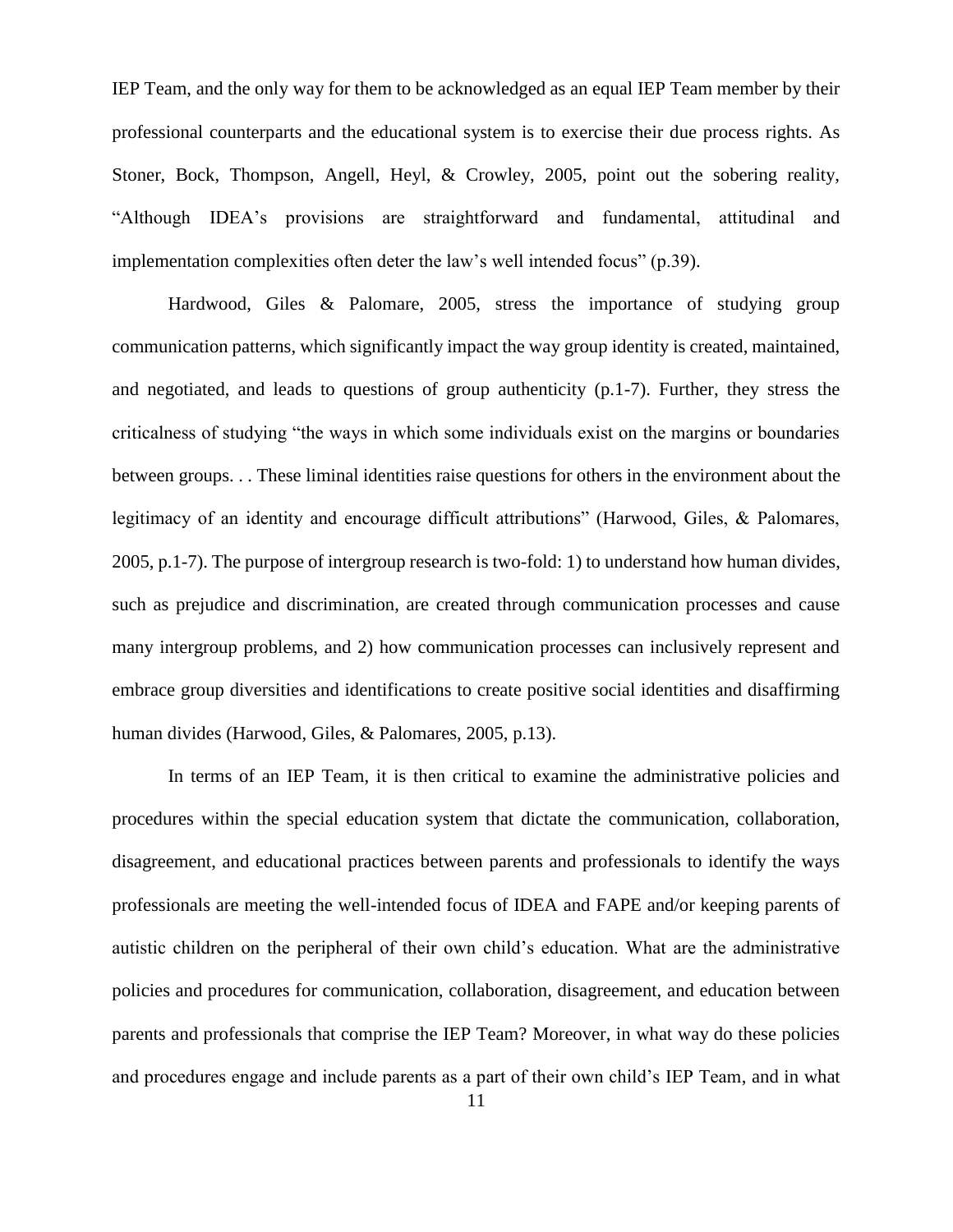IEP Team, and the only way for them to be acknowledged as an equal IEP Team member by their professional counterparts and the educational system is to exercise their due process rights. As Stoner, Bock, Thompson, Angell, Heyl, & Crowley, 2005, point out the sobering reality, "Although IDEA's provisions are straightforward and fundamental, attitudinal and implementation complexities often deter the law's well intended focus" (p.39).

Hardwood, Giles & Palomare, 2005, stress the importance of studying group communication patterns, which significantly impact the way group identity is created, maintained, and negotiated, and leads to questions of group authenticity (p.1-7). Further, they stress the criticalness of studying "the ways in which some individuals exist on the margins or boundaries between groups. . . These liminal identities raise questions for others in the environment about the legitimacy of an identity and encourage difficult attributions" (Harwood, Giles, & Palomares, 2005, p.1-7). The purpose of intergroup research is two-fold: 1) to understand how human divides, such as prejudice and discrimination, are created through communication processes and cause many intergroup problems, and 2) how communication processes can inclusively represent and embrace group diversities and identifications to create positive social identities and disaffirming human divides (Harwood, Giles, & Palomares, 2005, p.13).

In terms of an IEP Team, it is then critical to examine the administrative policies and procedures within the special education system that dictate the communication, collaboration, disagreement, and educational practices between parents and professionals to identify the ways professionals are meeting the well-intended focus of IDEA and FAPE and/or keeping parents of autistic children on the peripheral of their own child's education. What are the administrative policies and procedures for communication, collaboration, disagreement, and education between parents and professionals that comprise the IEP Team? Moreover, in what way do these policies and procedures engage and include parents as a part of their own child's IEP Team, and in what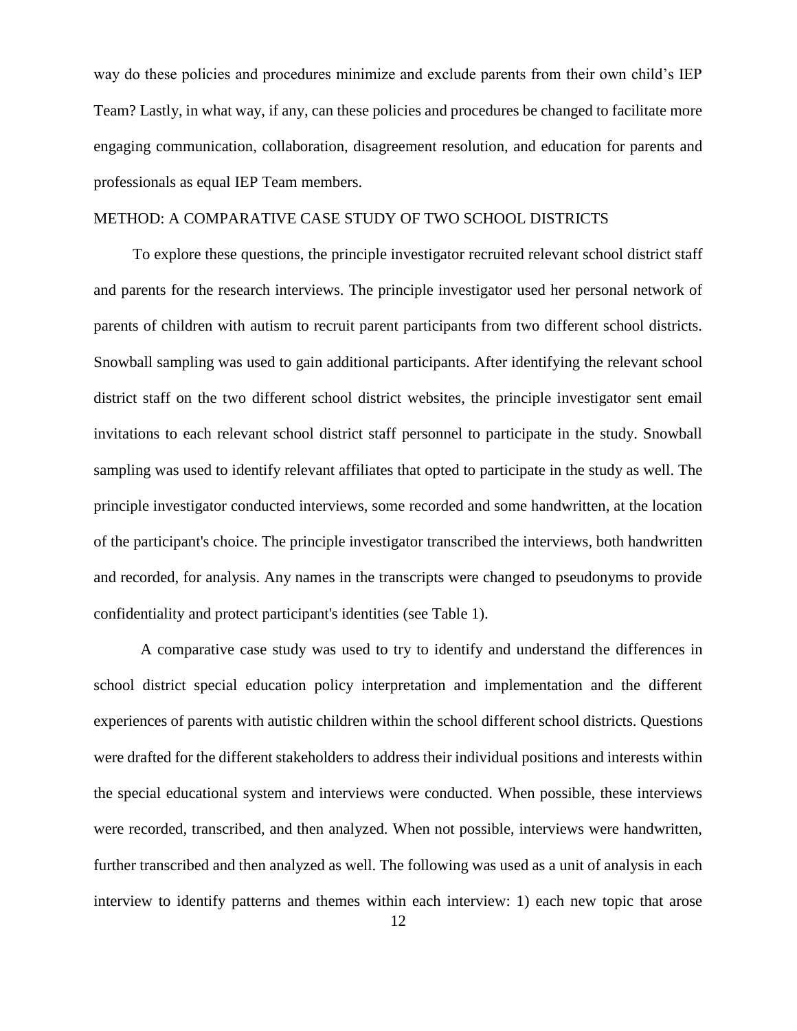way do these policies and procedures minimize and exclude parents from their own child's IEP Team? Lastly, in what way, if any, can these policies and procedures be changed to facilitate more engaging communication, collaboration, disagreement resolution, and education for parents and professionals as equal IEP Team members.

## METHOD: A COMPARATIVE CASE STUDY OF TWO SCHOOL DISTRICTS

To explore these questions, the principle investigator recruited relevant school district staff and parents for the research interviews. The principle investigator used her personal network of parents of children with autism to recruit parent participants from two different school districts. Snowball sampling was used to gain additional participants. After identifying the relevant school district staff on the two different school district websites, the principle investigator sent email invitations to each relevant school district staff personnel to participate in the study. Snowball sampling was used to identify relevant affiliates that opted to participate in the study as well. The principle investigator conducted interviews, some recorded and some handwritten, at the location of the participant's choice. The principle investigator transcribed the interviews, both handwritten and recorded, for analysis. Any names in the transcripts were changed to pseudonyms to provide confidentiality and protect participant's identities (see Table 1).

A comparative case study was used to try to identify and understand the differences in school district special education policy interpretation and implementation and the different experiences of parents with autistic children within the school different school districts. Questions were drafted for the different stakeholders to address their individual positions and interests within the special educational system and interviews were conducted. When possible, these interviews were recorded, transcribed, and then analyzed. When not possible, interviews were handwritten, further transcribed and then analyzed as well. The following was used as a unit of analysis in each interview to identify patterns and themes within each interview: 1) each new topic that arose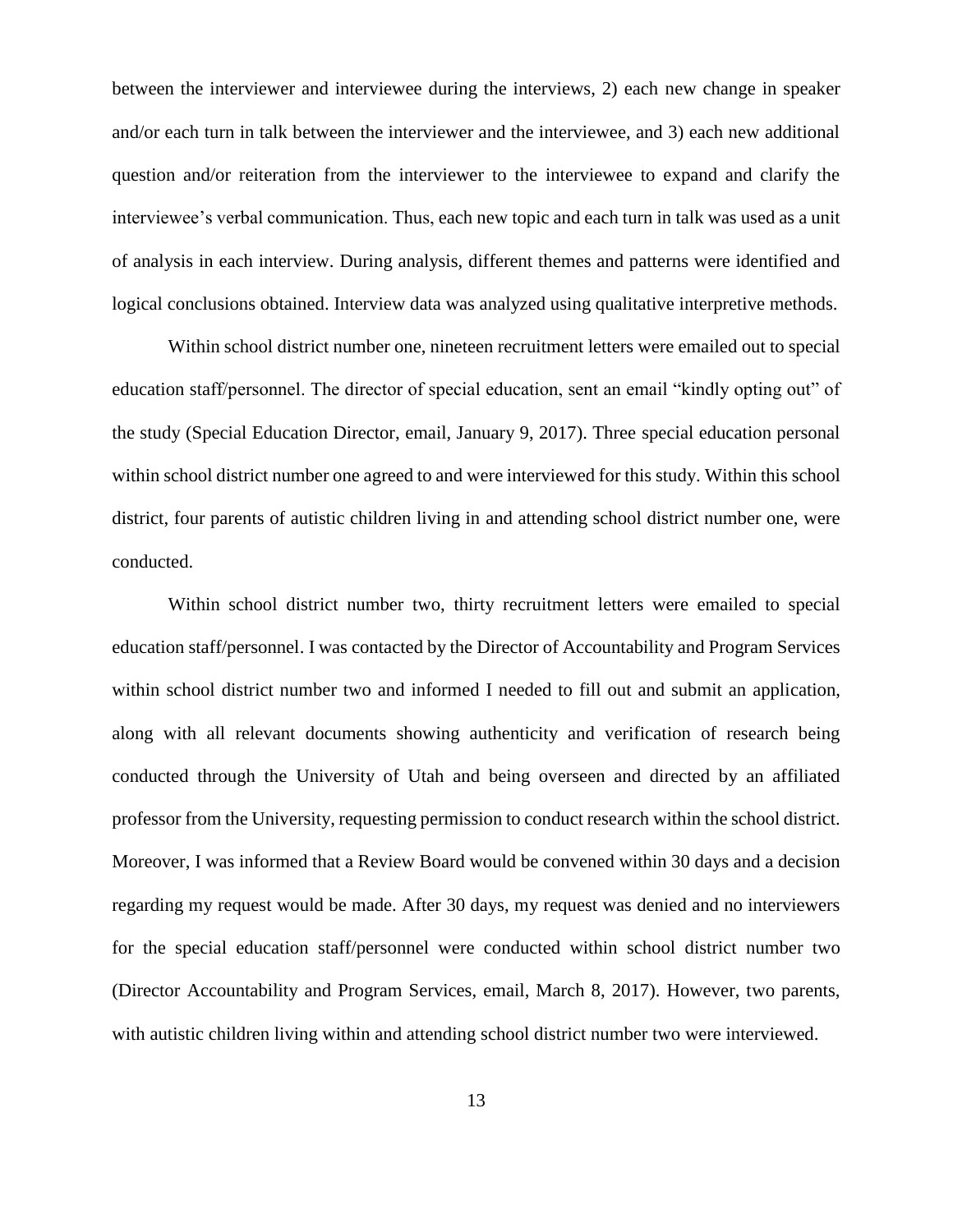between the interviewer and interviewee during the interviews, 2) each new change in speaker and/or each turn in talk between the interviewer and the interviewee, and 3) each new additional question and/or reiteration from the interviewer to the interviewee to expand and clarify the interviewee's verbal communication. Thus, each new topic and each turn in talk was used as a unit of analysis in each interview. During analysis, different themes and patterns were identified and logical conclusions obtained. Interview data was analyzed using qualitative interpretive methods.

Within school district number one, nineteen recruitment letters were emailed out to special education staff/personnel. The director of special education, sent an email "kindly opting out" of the study (Special Education Director, email, January 9, 2017). Three special education personal within school district number one agreed to and were interviewed for this study. Within this school district, four parents of autistic children living in and attending school district number one, were conducted.

Within school district number two, thirty recruitment letters were emailed to special education staff/personnel. I was contacted by the Director of Accountability and Program Services within school district number two and informed I needed to fill out and submit an application, along with all relevant documents showing authenticity and verification of research being conducted through the University of Utah and being overseen and directed by an affiliated professor from the University, requesting permission to conduct research within the school district. Moreover, I was informed that a Review Board would be convened within 30 days and a decision regarding my request would be made. After 30 days, my request was denied and no interviewers for the special education staff/personnel were conducted within school district number two (Director Accountability and Program Services, email, March 8, 2017). However, two parents, with autistic children living within and attending school district number two were interviewed.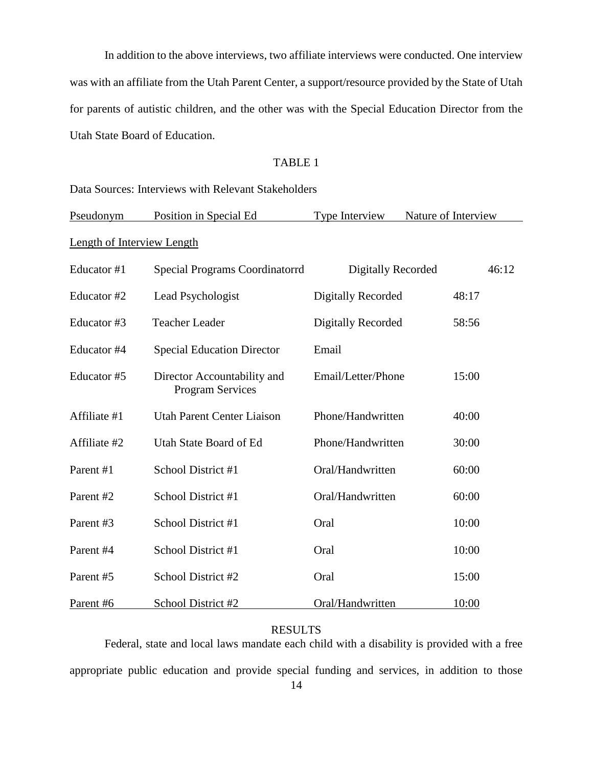In addition to the above interviews, two affiliate interviews were conducted. One interview was with an affiliate from the Utah Parent Center, a support/resource provided by the State of Utah for parents of autistic children, and the other was with the Special Education Director from the Utah State Board of Education.

TABLE 1

Data Sources: Interviews with Relevant Stakeholders

| Pseudonym | Position in Special Ed | Type Interview Nature of Interview | Length of Interview Length |
|---|---|---|---|
| Educator #1 | Special Programs Coordinatorrd | Digitally Recorded | 46:12 |
| Educator #2 | Lead Psychologist | Digitally Recorded | 48:17 |
| Educator #3 | Teacher Leader | Digitally Recorded | 58:56 |
| Educator #4 | Special Education Director | Email | |
| Educator #5 | Director Accountability and Program Services | Email/Letter/Phone | 15:00 |
| Affiliate #1 | Utah Parent Center Liaison | Phone/Handwritten | 40:00 |
| Affiliate #2 | Utah State Board of Ed | Phone/Handwritten | 30:00 |
| Parent #1 | School District #1 | Oral/Handwritten | 60:00 |
| Parent #2 | School District #1 | Oral/Handwritten | 60:00 |
| Parent #3 | School District #1 | Oral | 10:00 |
| Parent #4 | School District #1 | Oral | 10:00 |
| Parent #5 | School District #2 | Oral | 15:00 |
| Parent #6 | School District #2 | Oral/Handwritten | 10:00 |

## RESULTS

Federal, state and local laws mandate each child with a disability is provided with a free appropriate public education and provide special funding and services, in addition to those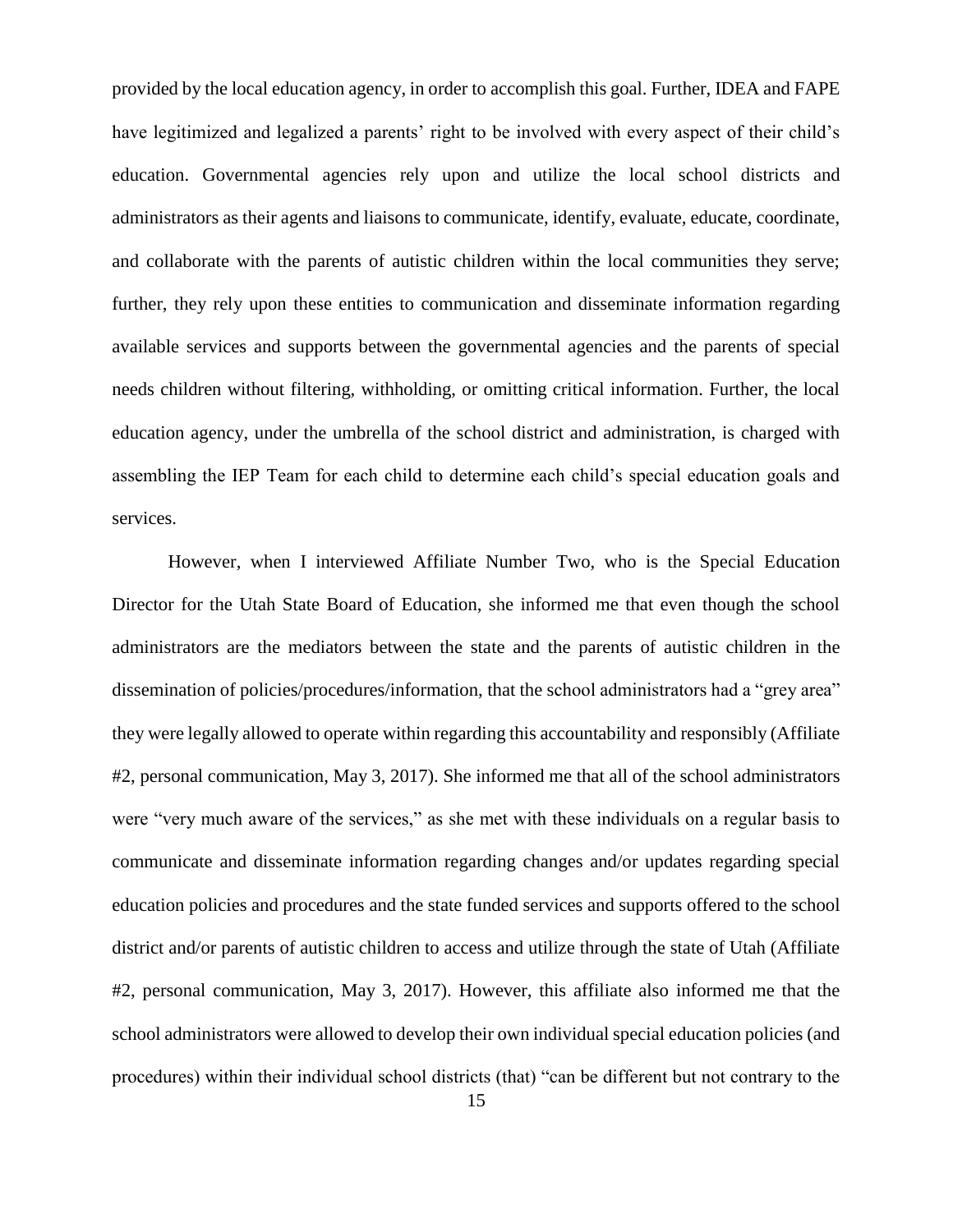provided by the local education agency, in order to accomplish this goal. Further, IDEA and FAPE have legitimized and legalized a parents' right to be involved with every aspect of their child's education. Governmental agencies rely upon and utilize the local school districts and administrators as their agents and liaisons to communicate, identify, evaluate, educate, coordinate, and collaborate with the parents of autistic children within the local communities they serve; further, they rely upon these entities to communication and disseminate information regarding available services and supports between the governmental agencies and the parents of special needs children without filtering, withholding, or omitting critical information. Further, the local education agency, under the umbrella of the school district and administration, is charged with assembling the IEP Team for each child to determine each child's special education goals and services.

However, when I interviewed Affiliate Number Two, who is the Special Education Director for the Utah State Board of Education, she informed me that even though the school administrators are the mediators between the state and the parents of autistic children in the dissemination of policies/procedures/information, that the school administrators had a "grey area" they were legally allowed to operate within regarding this accountability and responsibly (Affiliate #2, personal communication, May 3, 2017). She informed me that all of the school administrators were "very much aware of the services," as she met with these individuals on a regular basis to communicate and disseminate information regarding changes and/or updates regarding special education policies and procedures and the state funded services and supports offered to the school district and/or parents of autistic children to access and utilize through the state of Utah (Affiliate #2, personal communication, May 3, 2017). However, this affiliate also informed me that the school administrators were allowed to develop their own individual special education policies (and procedures) within their individual school districts (that) "can be different but not contrary to the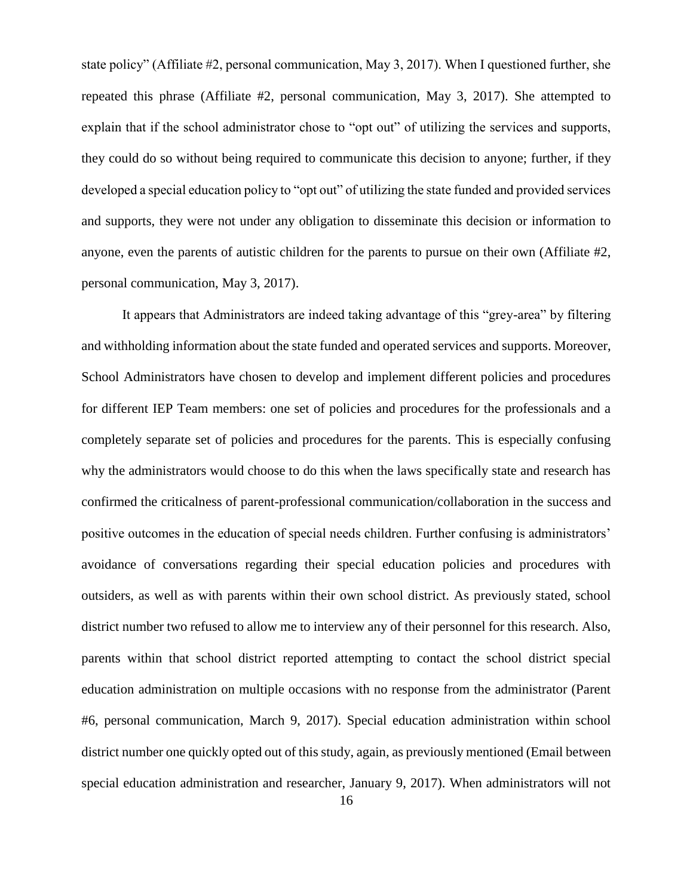state policy" (Affiliate #2, personal communication, May 3, 2017). When I questioned further, she repeated this phrase (Affiliate #2, personal communication, May 3, 2017). She attempted to explain that if the school administrator chose to "opt out" of utilizing the services and supports, they could do so without being required to communicate this decision to anyone; further, if they developed a special education policy to "opt out" of utilizing the state funded and provided services and supports, they were not under any obligation to disseminate this decision or information to anyone, even the parents of autistic children for the parents to pursue on their own (Affiliate #2, personal communication, May 3, 2017).

It appears that Administrators are indeed taking advantage of this "grey-area" by filtering and withholding information about the state funded and operated services and supports. Moreover, School Administrators have chosen to develop and implement different policies and procedures for different IEP Team members: one set of policies and procedures for the professionals and a completely separate set of policies and procedures for the parents. This is especially confusing why the administrators would choose to do this when the laws specifically state and research has confirmed the criticalness of parent-professional communication/collaboration in the success and positive outcomes in the education of special needs children. Further confusing is administrators' avoidance of conversations regarding their special education policies and procedures with outsiders, as well as with parents within their own school district. As previously stated, school district number two refused to allow me to interview any of their personnel for this research. Also, parents within that school district reported attempting to contact the school district special education administration on multiple occasions with no response from the administrator (Parent #6, personal communication, March 9, 2017). Special education administration within school district number one quickly opted out of this study, again, as previously mentioned (Email between special education administration and researcher, January 9, 2017). When administrators will not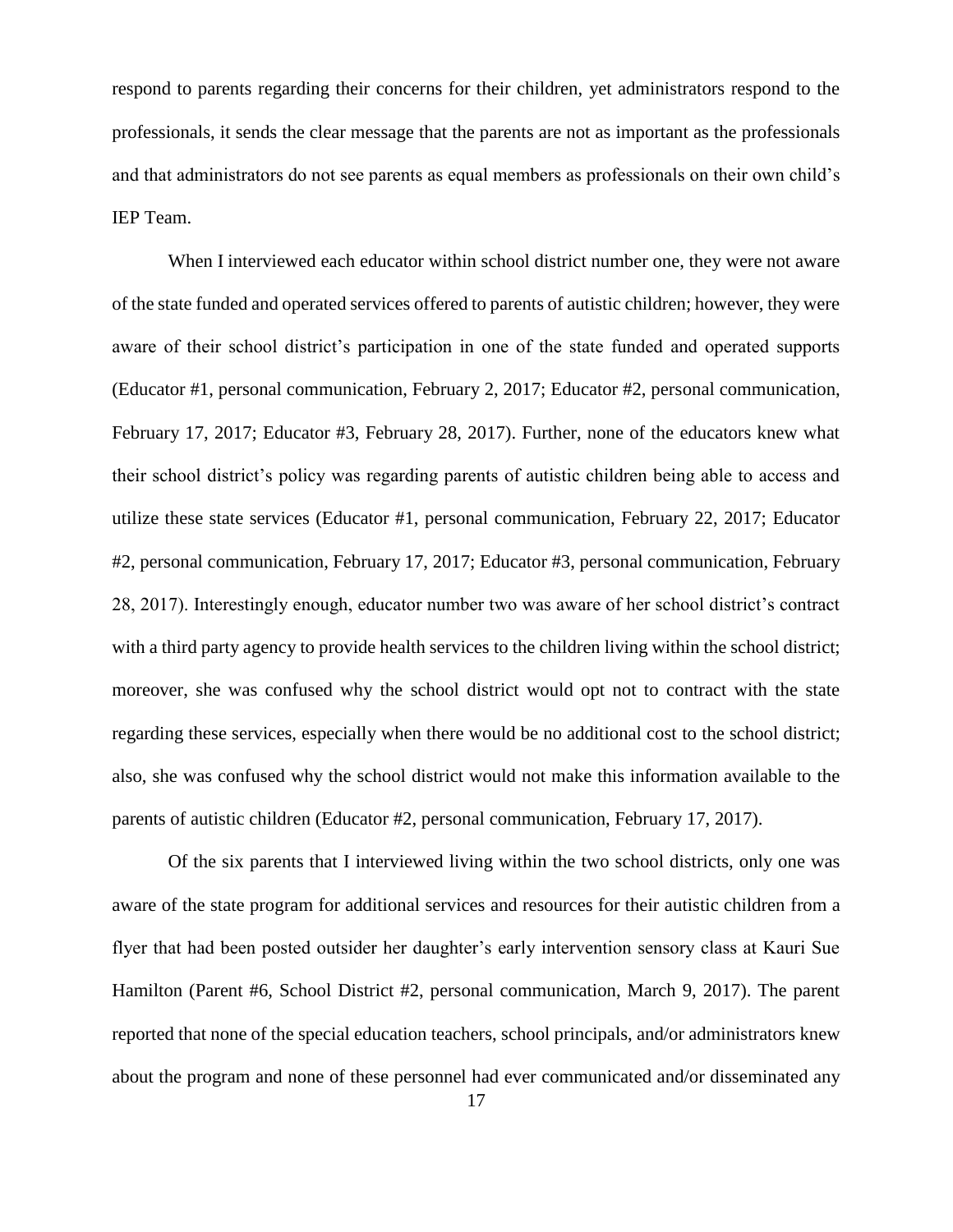respond to parents regarding their concerns for their children, yet administrators respond to the professionals, it sends the clear message that the parents are not as important as the professionals and that administrators do not see parents as equal members as professionals on their own child's IEP Team.

When I interviewed each educator within school district number one, they were not aware of the state funded and operated services offered to parents of autistic children; however, they were aware of their school district's participation in one of the state funded and operated supports (Educator #1, personal communication, February 2, 2017; Educator #2, personal communication, February 17, 2017; Educator #3, February 28, 2017). Further, none of the educators knew what their school district's policy was regarding parents of autistic children being able to access and utilize these state services (Educator #1, personal communication, February 22, 2017; Educator #2, personal communication, February 17, 2017; Educator #3, personal communication, February 28, 2017). Interestingly enough, educator number two was aware of her school district's contract with a third party agency to provide health services to the children living within the school district; moreover, she was confused why the school district would opt not to contract with the state regarding these services, especially when there would be no additional cost to the school district; also, she was confused why the school district would not make this information available to the parents of autistic children (Educator #2, personal communication, February 17, 2017).

Of the six parents that I interviewed living within the two school districts, only one was aware of the state program for additional services and resources for their autistic children from a flyer that had been posted outsider her daughter's early intervention sensory class at Kauri Sue Hamilton (Parent #6, School District #2, personal communication, March 9, 2017). The parent reported that none of the special education teachers, school principals, and/or administrators knew about the program and none of these personnel had ever communicated and/or disseminated any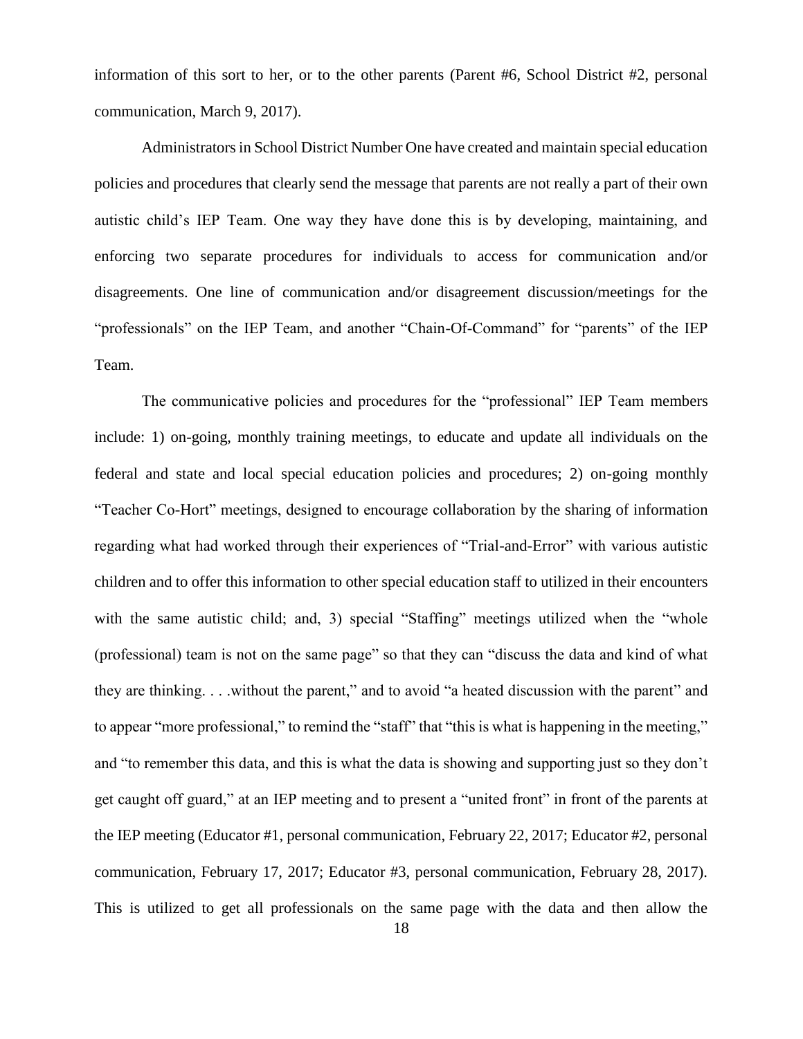information of this sort to her, or to the other parents (Parent #6, School District #2, personal communication, March 9, 2017).

Administrators in School District Number One have created and maintain special education policies and procedures that clearly send the message that parents are not really a part of their own autistic child's IEP Team. One way they have done this is by developing, maintaining, and enforcing two separate procedures for individuals to access for communication and/or disagreements. One line of communication and/or disagreement discussion/meetings for the "professionals" on the IEP Team, and another "Chain-Of-Command" for "parents" of the IEP Team.

The communicative policies and procedures for the "professional" IEP Team members include: 1) on-going, monthly training meetings, to educate and update all individuals on the federal and state and local special education policies and procedures; 2) on-going monthly "Teacher Co-Hort" meetings, designed to encourage collaboration by the sharing of information regarding what had worked through their experiences of "Trial-and-Error" with various autistic children and to offer this information to other special education staff to utilized in their encounters with the same autistic child; and, 3) special "Staffing" meetings utilized when the "whole (professional) team is not on the same page" so that they can "discuss the data and kind of what they are thinking. . . .without the parent," and to avoid "a heated discussion with the parent" and to appear "more professional," to remind the "staff" that "this is what is happening in the meeting," and "to remember this data, and this is what the data is showing and supporting just so they don't get caught off guard," at an IEP meeting and to present a "united front" in front of the parents at the IEP meeting (Educator #1, personal communication, February 22, 2017; Educator #2, personal communication, February 17, 2017; Educator #3, personal communication, February 28, 2017). This is utilized to get all professionals on the same page with the data and then allow the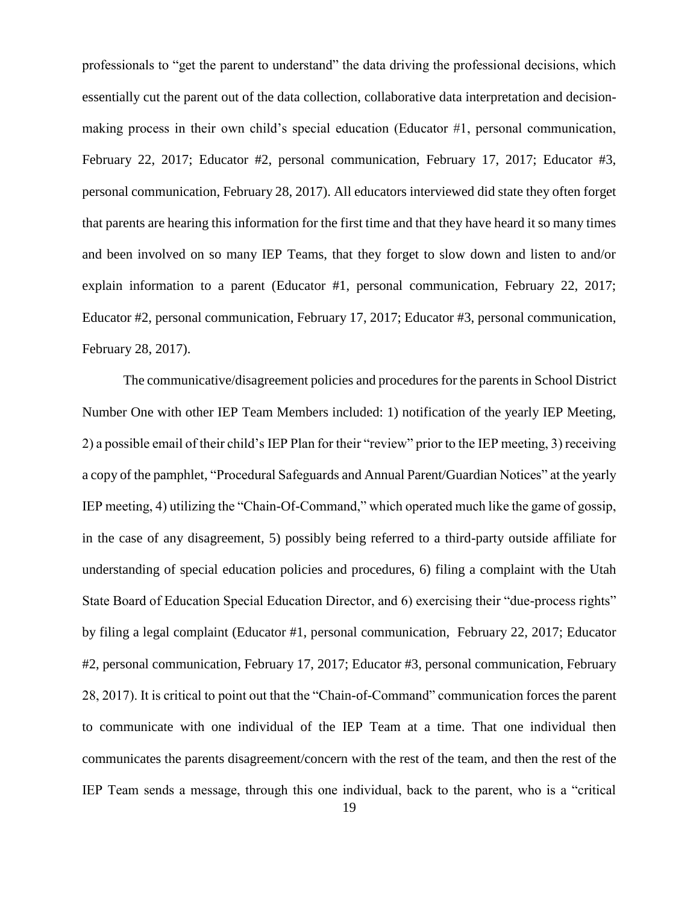professionals to "get the parent to understand" the data driving the professional decisions, which essentially cut the parent out of the data collection, collaborative data interpretation and decision-making process in their own child's special education (Educator #1, personal communication, February 22, 2017; Educator #2, personal communication, February 17, 2017; Educator #3, personal communication, February 28, 2017). All educators interviewed did state they often forget that parents are hearing this information for the first time and that they have heard it so many times and been involved on so many IEP Teams, that they forget to slow down and listen to and/or explain information to a parent (Educator #1, personal communication, February 22, 2017; Educator #2, personal communication, February 17, 2017; Educator #3, personal communication, February 28, 2017).

The communicative/disagreement policies and procedures for the parents in School District Number One with other IEP Team Members included: 1) notification of the yearly IEP Meeting, 2) a possible email of their child's IEP Plan for their "review" prior to the IEP meeting, 3) receiving a copy of the pamphlet, "Procedural Safeguards and Annual Parent/Guardian Notices" at the yearly IEP meeting, 4) utilizing the "Chain-Of-Command," which operated much like the game of gossip, in the case of any disagreement, 5) possibly being referred to a third-party outside affiliate for understanding of special education policies and procedures, 6) filing a complaint with the Utah State Board of Education Special Education Director, and 6) exercising their "due-process rights" by filing a legal complaint (Educator #1, personal communication, February 22, 2017; Educator #2, personal communication, February 17, 2017; Educator #3, personal communication, February 28, 2017). It is critical to point out that the "Chain-of-Command" communication forces the parent to communicate with one individual of the IEP Team at a time. That one individual then communicates the parents disagreement/concern with the rest of the team, and then the rest of the IEP Team sends a message, through this one individual, back to the parent, who is a "critical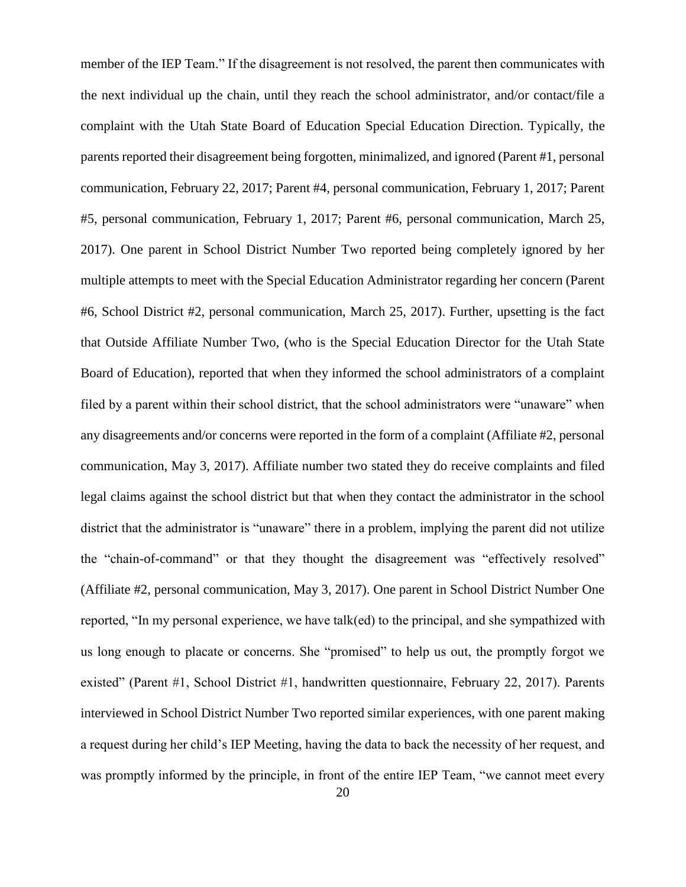member of the IEP Team." If the disagreement is not resolved, the parent then communicates with the next individual up the chain, until they reach the school administrator, and/or contact/file a complaint with the Utah State Board of Education Special Education Direction. Typically, the parents reported their disagreement being forgotten, minimalized, and ignored (Parent #1, personal communication, February 22, 2017; Parent #4, personal communication, February 1, 2017; Parent #5, personal communication, February 1, 2017; Parent #6, personal communication, March 25, 2017). One parent in School District Number Two reported being completely ignored by her multiple attempts to meet with the Special Education Administrator regarding her concern (Parent #6, School District #2, personal communication, March 25, 2017). Further, upsetting is the fact that Outside Affiliate Number Two, (who is the Special Education Director for the Utah State Board of Education), reported that when they informed the school administrators of a complaint filed by a parent within their school district, that the school administrators were "unaware" when any disagreements and/or concerns were reported in the form of a complaint (Affiliate #2, personal communication, May 3, 2017). Affiliate number two stated they do receive complaints and filed legal claims against the school district but that when they contact the administrator in the school district that the administrator is "unaware" there in a problem, implying the parent did not utilize the "chain-of-command" or that they thought the disagreement was "effectively resolved" (Affiliate #2, personal communication, May 3, 2017). One parent in School District Number One reported, "In my personal experience, we have talk(ed) to the principal, and she sympathized with us long enough to placate or concerns. She "promised" to help us out, the promptly forgot we existed" (Parent #1, School District #1, handwritten questionnaire, February 22, 2017). Parents interviewed in School District Number Two reported similar experiences, with one parent making a request during her child's IEP Meeting, having the data to back the necessity of her request, and was promptly informed by the principle, in front of the entire IEP Team, "we cannot meet every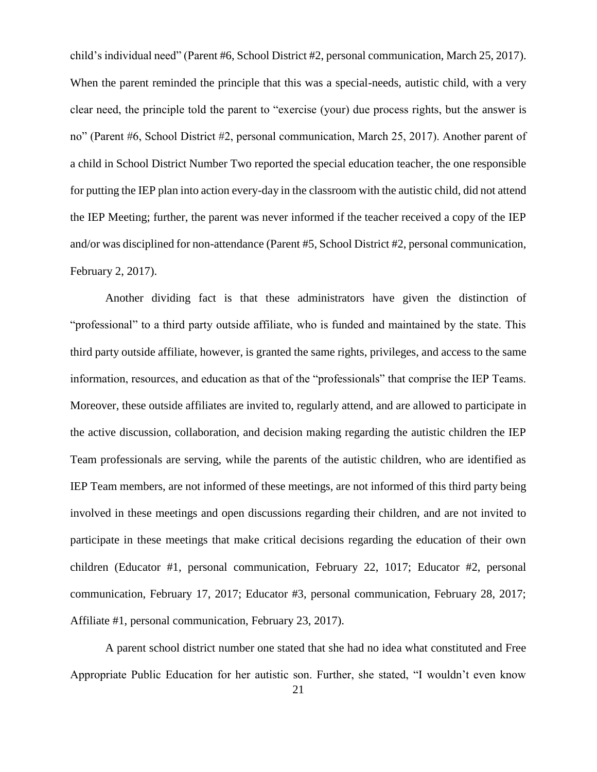child's individual need" (Parent #6, School District #2, personal communication, March 25, 2017). When the parent reminded the principle that this was a special-needs, autistic child, with a very clear need, the principle told the parent to "exercise (your) due process rights, but the answer is no" (Parent #6, School District #2, personal communication, March 25, 2017). Another parent of a child in School District Number Two reported the special education teacher, the one responsible for putting the IEP plan into action every-day in the classroom with the autistic child, did not attend the IEP Meeting; further, the parent was never informed if the teacher received a copy of the IEP and/or was disciplined for non-attendance (Parent #5, School District #2, personal communication, February 2, 2017).

Another dividing fact is that these administrators have given the distinction of "professional" to a third party outside affiliate, who is funded and maintained by the state. This third party outside affiliate, however, is granted the same rights, privileges, and access to the same information, resources, and education as that of the "professionals" that comprise the IEP Teams. Moreover, these outside affiliates are invited to, regularly attend, and are allowed to participate in the active discussion, collaboration, and decision making regarding the autistic children the IEP Team professionals are serving, while the parents of the autistic children, who are identified as IEP Team members, are not informed of these meetings, are not informed of this third party being involved in these meetings and open discussions regarding their children, and are not invited to participate in these meetings that make critical decisions regarding the education of their own children (Educator #1, personal communication, February 22, 1017; Educator #2, personal communication, February 17, 2017; Educator #3, personal communication, February 28, 2017; Affiliate #1, personal communication, February 23, 2017).

A parent school district number one stated that she had no idea what constituted and Free Appropriate Public Education for her autistic son. Further, she stated, "I wouldn't even know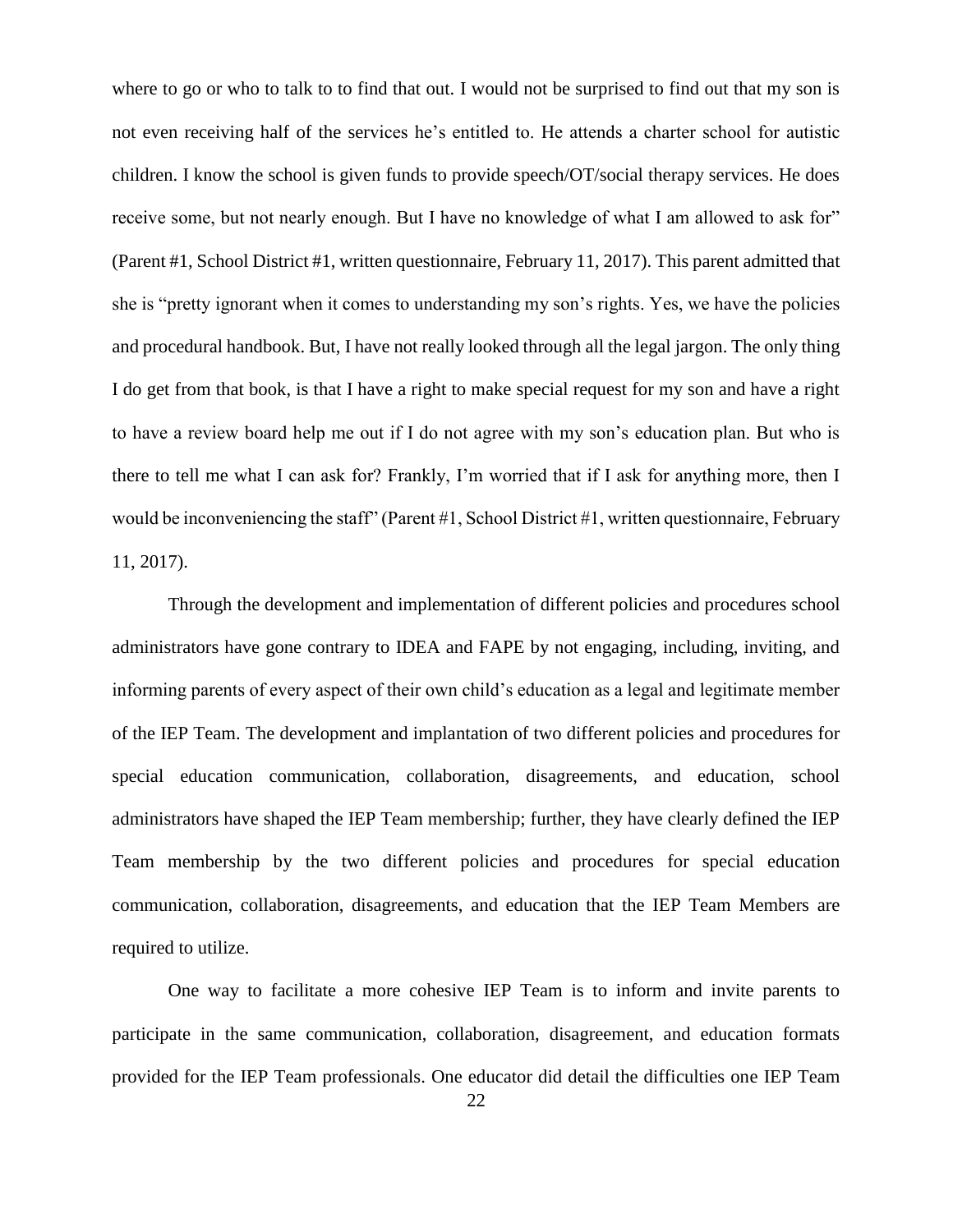where to go or who to talk to to find that out. I would not be surprised to find out that my son is not even receiving half of the services he's entitled to. He attends a charter school for autistic children. I know the school is given funds to provide speech/OT/social therapy services. He does receive some, but not nearly enough. But I have no knowledge of what I am allowed to ask for" (Parent #1, School District #1, written questionnaire, February 11, 2017). This parent admitted that she is "pretty ignorant when it comes to understanding my son's rights. Yes, we have the policies and procedural handbook. But, I have not really looked through all the legal jargon. The only thing I do get from that book, is that I have a right to make special request for my son and have a right to have a review board help me out if I do not agree with my son's education plan. But who is there to tell me what I can ask for? Frankly, I'm worried that if I ask for anything more, then I would be inconveniencing the staff" (Parent #1, School District #1, written questionnaire, February 11, 2017).

Through the development and implementation of different policies and procedures school administrators have gone contrary to IDEA and FAPE by not engaging, including, inviting, and informing parents of every aspect of their own child's education as a legal and legitimate member of the IEP Team. The development and implantation of two different policies and procedures for special education communication, collaboration, disagreements, and education, school administrators have shaped the IEP Team membership; further, they have clearly defined the IEP Team membership by the two different policies and procedures for special education communication, collaboration, disagreements, and education that the IEP Team Members are required to utilize.

One way to facilitate a more cohesive IEP Team is to inform and invite parents to participate in the same communication, collaboration, disagreement, and education formats provided for the IEP Team professionals. One educator did detail the difficulties one IEP Team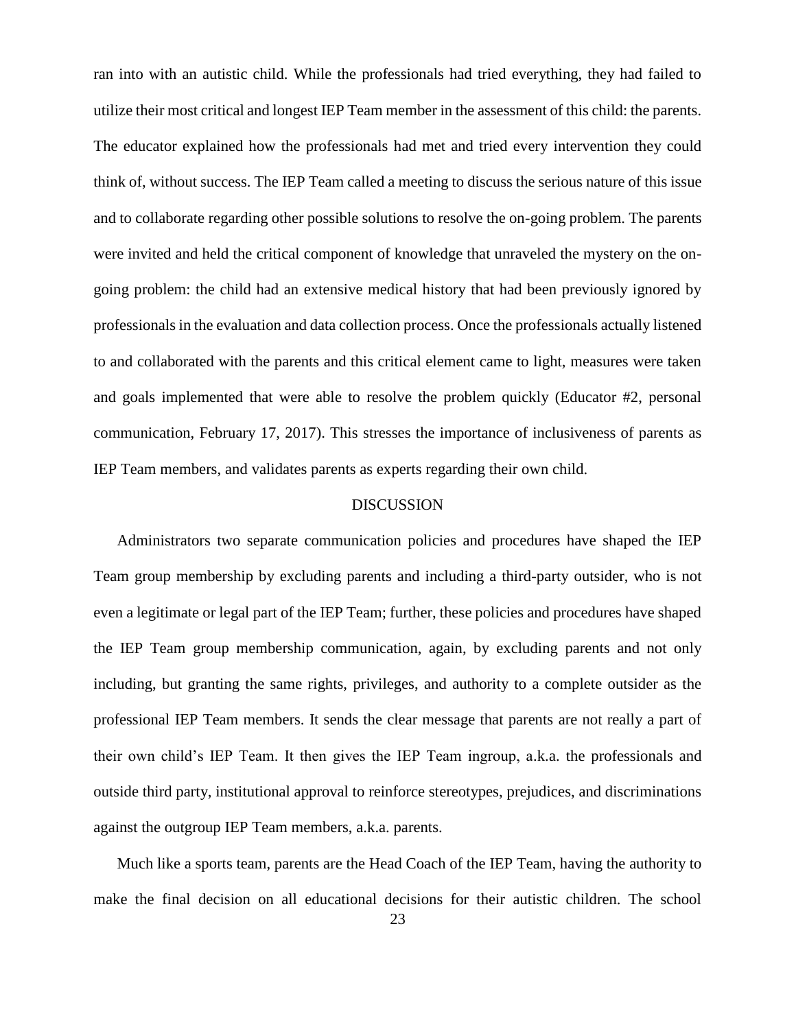ran into with an autistic child. While the professionals had tried everything, they had failed to utilize their most critical and longest IEP Team member in the assessment of this child: the parents. The educator explained how the professionals had met and tried every intervention they could think of, without success. The IEP Team called a meeting to discuss the serious nature of this issue and to collaborate regarding other possible solutions to resolve the on-going problem. The parents were invited and held the critical component of knowledge that unraveled the mystery on the on-going problem: the child had an extensive medical history that had been previously ignored by professionals in the evaluation and data collection process. Once the professionals actually listened to and collaborated with the parents and this critical element came to light, measures were taken and goals implemented that were able to resolve the problem quickly (Educator #2, personal communication, February 17, 2017). This stresses the importance of inclusiveness of parents as IEP Team members, and validates parents as experts regarding their own child.

## DISCUSSION

Administrators two separate communication policies and procedures have shaped the IEP Team group membership by excluding parents and including a third-party outsider, who is not even a legitimate or legal part of the IEP Team; further, these policies and procedures have shaped the IEP Team group membership communication, again, by excluding parents and not only including, but granting the same rights, privileges, and authority to a complete outsider as the professional IEP Team members. It sends the clear message that parents are not really a part of their own child's IEP Team. It then gives the IEP Team ingroup, a.k.a. the professionals and outside third party, institutional approval to reinforce stereotypes, prejudices, and discriminations against the outgroup IEP Team members, a.k.a. parents.

Much like a sports team, parents are the Head Coach of the IEP Team, having the authority to make the final decision on all educational decisions for their autistic children. The school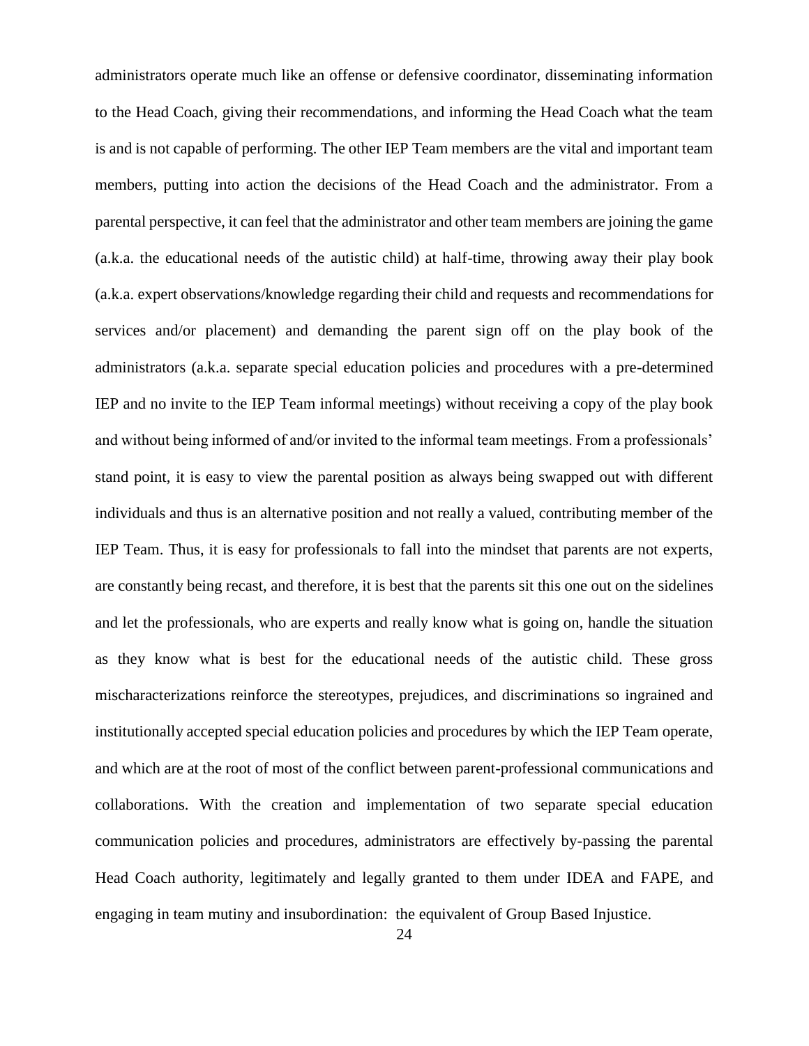administrators operate much like an offense or defensive coordinator, disseminating information to the Head Coach, giving their recommendations, and informing the Head Coach what the team is and is not capable of performing. The other IEP Team members are the vital and important team members, putting into action the decisions of the Head Coach and the administrator. From a parental perspective, it can feel that the administrator and other team members are joining the game (a.k.a. the educational needs of the autistic child) at half-time, throwing away their play book (a.k.a. expert observations/knowledge regarding their child and requests and recommendations for services and/or placement) and demanding the parent sign off on the play book of the administrators (a.k.a. separate special education policies and procedures with a pre-determined IEP and no invite to the IEP Team informal meetings) without receiving a copy of the play book and without being informed of and/or invited to the informal team meetings. From a professionals' stand point, it is easy to view the parental position as always being swapped out with different individuals and thus is an alternative position and not really a valued, contributing member of the IEP Team. Thus, it is easy for professionals to fall into the mindset that parents are not experts, are constantly being recast, and therefore, it is best that the parents sit this one out on the sidelines and let the professionals, who are experts and really know what is going on, handle the situation as they know what is best for the educational needs of the autistic child. These gross mischaracterizations reinforce the stereotypes, prejudices, and discriminations so ingrained and institutionally accepted special education policies and procedures by which the IEP Team operate, and which are at the root of most of the conflict between parent-professional communications and collaborations. With the creation and implementation of two separate special education communication policies and procedures, administrators are effectively by-passing the parental Head Coach authority, legitimately and legally granted to them under IDEA and FAPE, and engaging in team mutiny and insubordination: the equivalent of Group Based Injustice.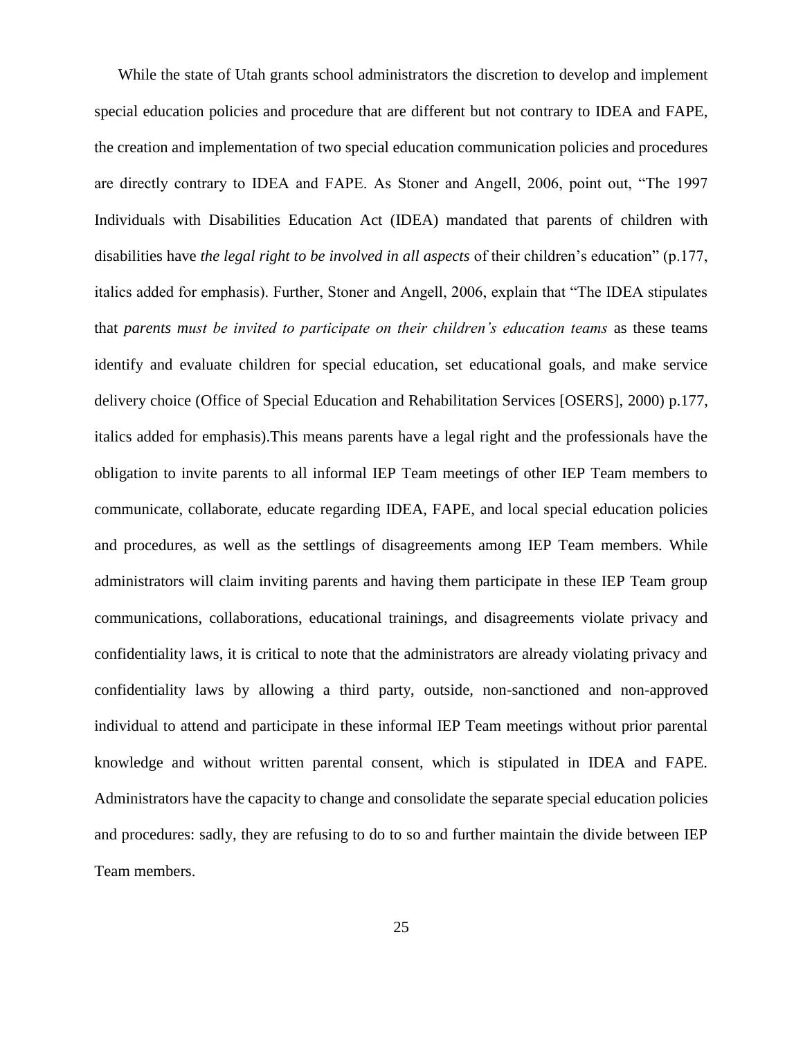While the state of Utah grants school administrators the discretion to develop and implement special education policies and procedure that are different but not contrary to IDEA and FAPE, the creation and implementation of two special education communication policies and procedures are directly contrary to IDEA and FAPE. As Stoner and Angell, 2006, point out, "The 1997 Individuals with Disabilities Education Act (IDEA) mandated that parents of children with disabilities have *the legal right to be involved in all aspects* of their children's education" (p.177, italics added for emphasis). Further, Stoner and Angell, 2006, explain that "The IDEA stipulates that *parents must be invited to participate on their children's education teams* as these teams identify and evaluate children for special education, set educational goals, and make service delivery choice (Office of Special Education and Rehabilitation Services [OSERS], 2000) p.177, italics added for emphasis).This means parents have a legal right and the professionals have the obligation to invite parents to all informal IEP Team meetings of other IEP Team members to communicate, collaborate, educate regarding IDEA, FAPE, and local special education policies and procedures, as well as the settlings of disagreements among IEP Team members. While administrators will claim inviting parents and having them participate in these IEP Team group communications, collaborations, educational trainings, and disagreements violate privacy and confidentiality laws, it is critical to note that the administrators are already violating privacy and confidentiality laws by allowing a third party, outside, non-sanctioned and non-approved individual to attend and participate in these informal IEP Team meetings without prior parental knowledge and without written parental consent, which is stipulated in IDEA and FAPE. Administrators have the capacity to change and consolidate the separate special education policies and procedures: sadly, they are refusing to do to so and further maintain the divide between IEP Team members.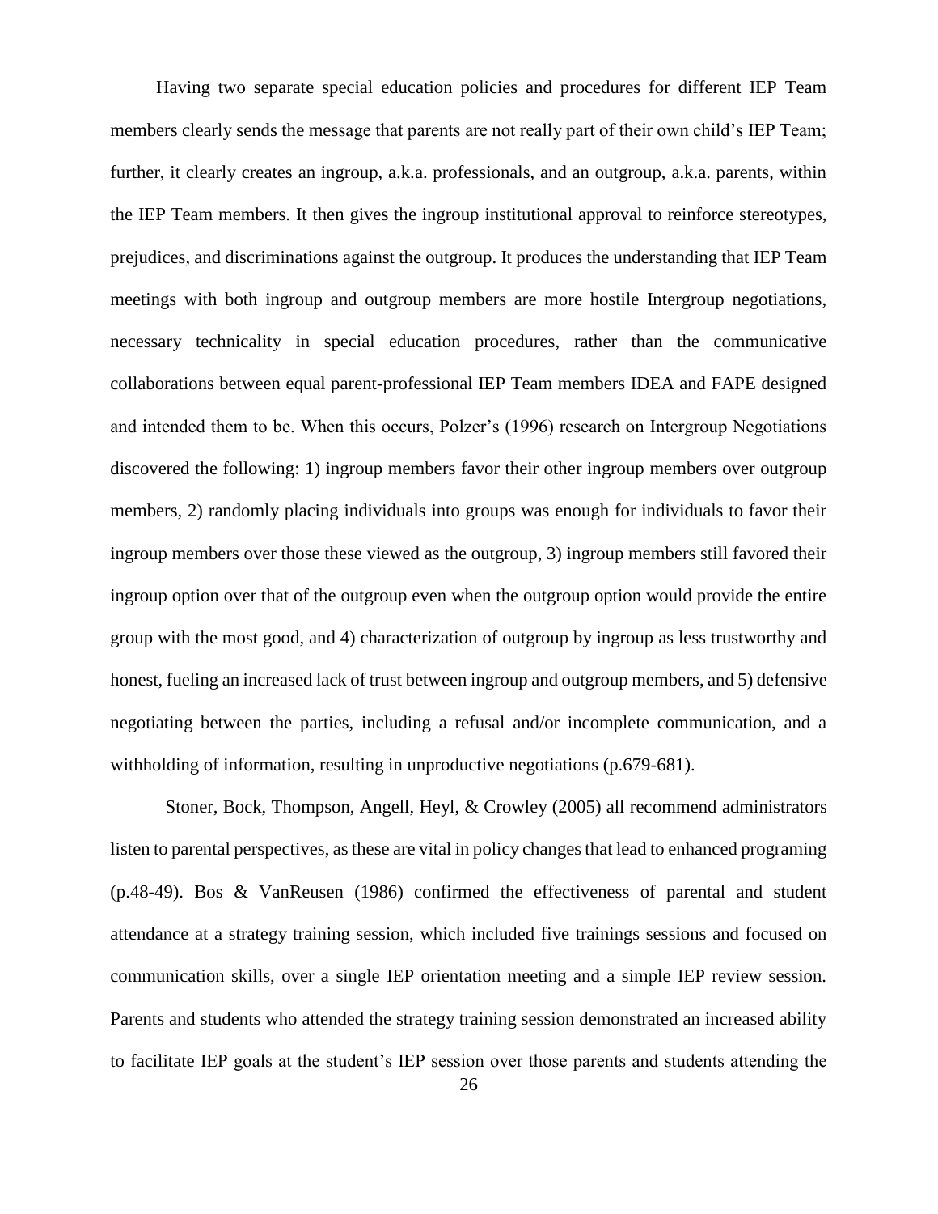Having two separate special education policies and procedures for different IEP Team members clearly sends the message that parents are not really part of their own child's IEP Team; further, it clearly creates an ingroup, a.k.a. professionals, and an outgroup, a.k.a. parents, within the IEP Team members. It then gives the ingroup institutional approval to reinforce stereotypes, prejudices, and discriminations against the outgroup. It produces the understanding that IEP Team meetings with both ingroup and outgroup members are more hostile Intergroup negotiations, necessary technicality in special education procedures, rather than the communicative collaborations between equal parent-professional IEP Team members IDEA and FAPE designed and intended them to be. When this occurs, Polzer's (1996) research on Intergroup Negotiations discovered the following: 1) ingroup members favor their other ingroup members over outgroup members, 2) randomly placing individuals into groups was enough for individuals to favor their ingroup members over those these viewed as the outgroup, 3) ingroup members still favored their ingroup option over that of the outgroup even when the outgroup option would provide the entire group with the most good, and 4) characterization of outgroup by ingroup as less trustworthy and honest, fueling an increased lack of trust between ingroup and outgroup members, and 5) defensive negotiating between the parties, including a refusal and/or incomplete communication, and a withholding of information, resulting in unproductive negotiations (p.679-681).

Stoner, Bock, Thompson, Angell, Heyl, & Crowley (2005) all recommend administrators listen to parental perspectives, as these are vital in policy changes that lead to enhanced programing (p.48-49). Bos & VanReusen (1986) confirmed the effectiveness of parental and student attendance at a strategy training session, which included five trainings sessions and focused on communication skills, over a single IEP orientation meeting and a simple IEP review session. Parents and students who attended the strategy training session demonstrated an increased ability to facilitate IEP goals at the student's IEP session over those parents and students attending the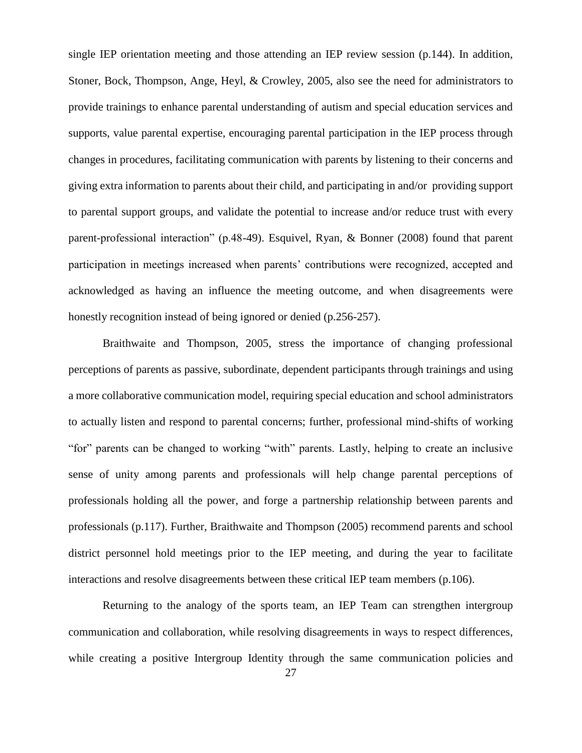single IEP orientation meeting and those attending an IEP review session (p.144). In addition, Stoner, Bock, Thompson, Ange, Heyl, & Crowley, 2005, also see the need for administrators to provide trainings to enhance parental understanding of autism and special education services and supports, value parental expertise, encouraging parental participation in the IEP process through changes in procedures, facilitating communication with parents by listening to their concerns and giving extra information to parents about their child, and participating in and/or providing support to parental support groups, and validate the potential to increase and/or reduce trust with every parent-professional interaction" (p.48-49). Esquivel, Ryan, & Bonner (2008) found that parent participation in meetings increased when parents' contributions were recognized, accepted and acknowledged as having an influence the meeting outcome, and when disagreements were honestly recognition instead of being ignored or denied (p.256-257).

Braithwaite and Thompson, 2005, stress the importance of changing professional perceptions of parents as passive, subordinate, dependent participants through trainings and using a more collaborative communication model, requiring special education and school administrators to actually listen and respond to parental concerns; further, professional mind-shifts of working "for" parents can be changed to working "with" parents. Lastly, helping to create an inclusive sense of unity among parents and professionals will help change parental perceptions of professionals holding all the power, and forge a partnership relationship between parents and professionals (p.117). Further, Braithwaite and Thompson (2005) recommend parents and school district personnel hold meetings prior to the IEP meeting, and during the year to facilitate interactions and resolve disagreements between these critical IEP team members (p.106).

Returning to the analogy of the sports team, an IEP Team can strengthen intergroup communication and collaboration, while resolving disagreements in ways to respect differences, while creating a positive Intergroup Identity through the same communication policies and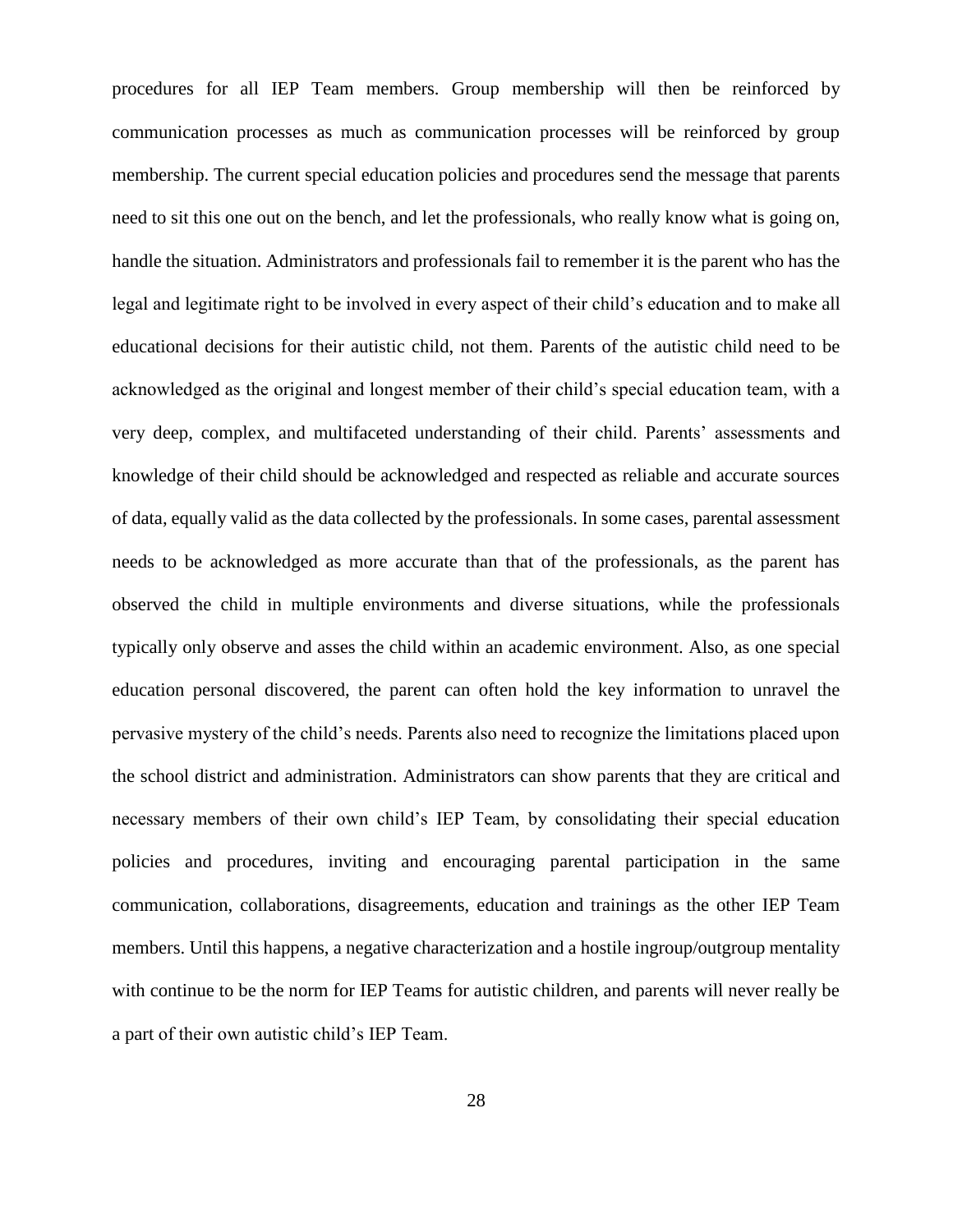procedures for all IEP Team members. Group membership will then be reinforced by communication processes as much as communication processes will be reinforced by group membership. The current special education policies and procedures send the message that parents need to sit this one out on the bench, and let the professionals, who really know what is going on, handle the situation. Administrators and professionals fail to remember it is the parent who has the legal and legitimate right to be involved in every aspect of their child's education and to make all educational decisions for their autistic child, not them. Parents of the autistic child need to be acknowledged as the original and longest member of their child's special education team, with a very deep, complex, and multifaceted understanding of their child. Parents' assessments and knowledge of their child should be acknowledged and respected as reliable and accurate sources of data, equally valid as the data collected by the professionals. In some cases, parental assessment needs to be acknowledged as more accurate than that of the professionals, as the parent has observed the child in multiple environments and diverse situations, while the professionals typically only observe and asses the child within an academic environment. Also, as one special education personal discovered, the parent can often hold the key information to unravel the pervasive mystery of the child's needs. Parents also need to recognize the limitations placed upon the school district and administration. Administrators can show parents that they are critical and necessary members of their own child's IEP Team, by consolidating their special education policies and procedures, inviting and encouraging parental participation in the same communication, collaborations, disagreements, education and trainings as the other IEP Team members. Until this happens, a negative characterization and a hostile ingroup/outgroup mentality with continue to be the norm for IEP Teams for autistic children, and parents will never really be a part of their own autistic child's IEP Team.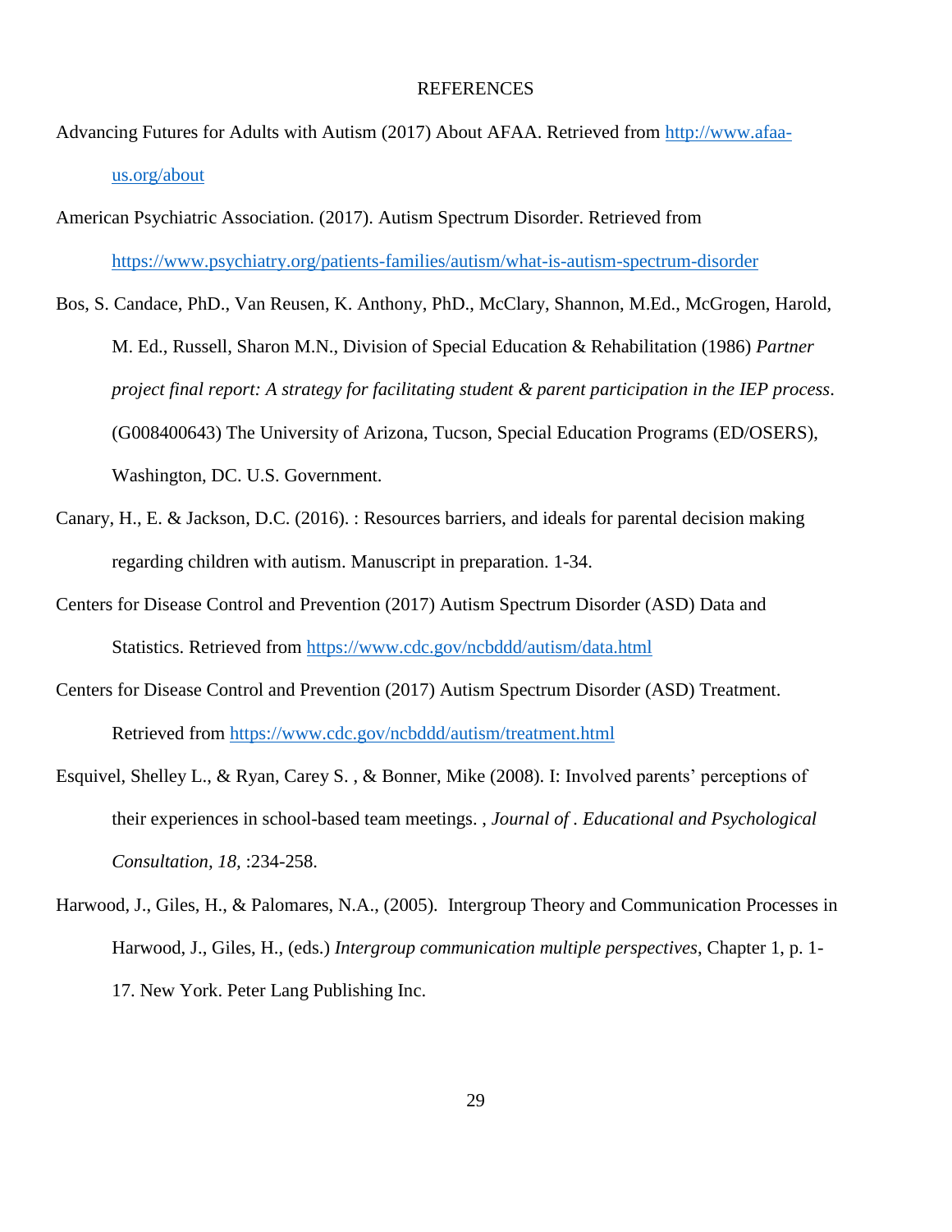# REFERENCES

Advancing Futures for Adults with Autism (2017) About AFAA. Retrieved from http://www.afaa-us.org/about

American Psychiatric Association. (2017). Autism Spectrum Disorder. Retrieved from https://www.psychiatry.org/patients-families/autism/what-is-autism-spectrum-disorder

Bos, S. Candace, PhD., Van Reusen, K. Anthony, PhD., McClary, Shannon, M.Ed., McGrogen, Harold, M. Ed., Russell, Sharon M.N., Division of Special Education & Rehabilitation (1986) *Partner project final report: A strategy for facilitating student & parent participation in the IEP process*. (G008400643) The University of Arizona, Tucson, Special Education Programs (ED/OSERS), Washington, DC. U.S. Government.

Canary, H., E. & Jackson, D.C. (2016). : Resources barriers, and ideals for parental decision making regarding children with autism. Manuscript in preparation. 1-34.

Centers for Disease Control and Prevention (2017) Autism Spectrum Disorder (ASD) Data and Statistics. Retrieved from https://www.cdc.gov/ncbddd/autism/data.html

Centers for Disease Control and Prevention (2017) Autism Spectrum Disorder (ASD) Treatment. Retrieved from https://www.cdc.gov/ncbddd/autism/treatment.html

Esquivel, Shelley L., & Ryan, Carey S. , & Bonner, Mike (2008). I: Involved parents' perceptions of their experiences in school-based team meetings. , *Journal of . Educational and Psychological Consultation, 18,* :234-258.

Harwood, J., Giles, H., & Palomares, N.A., (2005). Intergroup Theory and Communication Processes in Harwood, J., Giles, H., (eds.) *Intergroup communication multiple perspectives*, Chapter 1, p. 1-17. New York. Peter Lang Publishing Inc.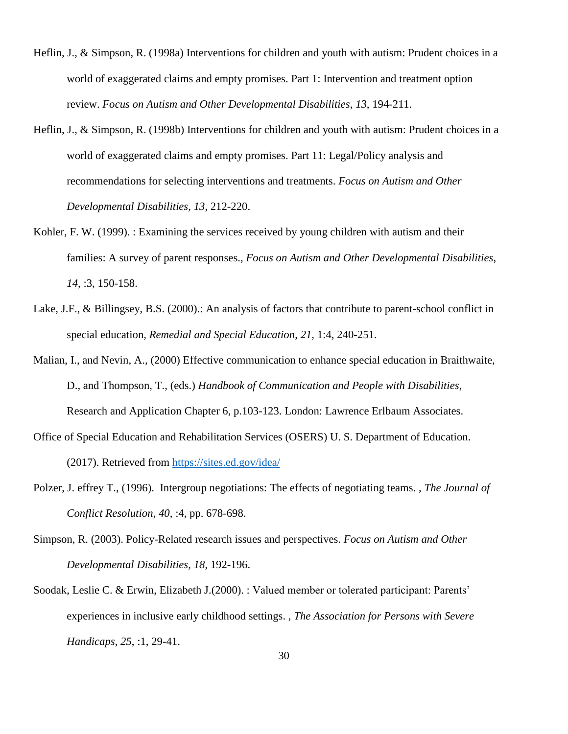Heflin, J., & Simpson, R. (1998a) Interventions for children and youth with autism: Prudent choices in a world of exaggerated claims and empty promises. Part 1: Intervention and treatment option review. *Focus on Autism and Other Developmental Disabilities*, *13*, 194-211.

Heflin, J., & Simpson, R. (1998b) Interventions for children and youth with autism: Prudent choices in a world of exaggerated claims and empty promises. Part 11: Legal/Policy analysis and recommendations for selecting interventions and treatments. *Focus on Autism and Other Developmental Disabilities, 13*, 212-220.

Kohler, F. W. (1999). : Examining the services received by young children with autism and their families: A survey of parent responses., *Focus on Autism and Other Developmental Disabilities*, *14*, :3, 150-158.

Lake, J.F., & Billingsey, B.S. (2000).: An analysis of factors that contribute to parent-school conflict in special education, *Remedial and Special Education*, *21*, 1:4, 240-251.

Malian, I., and Nevin, A., (2000) Effective communication to enhance special education in Braithwaite, D., and Thompson, T., (eds.) *Handbook of Communication and People with Disabilities*, Research and Application Chapter 6, p.103-123. London: Lawrence Erlbaum Associates.

Office of Special Education and Rehabilitation Services (OSERS) U. S. Department of Education. (2017). Retrieved from https://sites.ed.gov/idea/

Polzer, J. effrey T., (1996). Intergroup negotiations: The effects of negotiating teams. , *The Journal of Conflict Resolution*, *40*, :4, pp. 678-698.

Simpson, R. (2003). Policy-Related research issues and perspectives. *Focus on Autism and Other Developmental Disabilities, 18*, 192-196.

Soodak, Leslie C. & Erwin, Elizabeth J.(2000). : Valued member or tolerated participant: Parents' experiences in inclusive early childhood settings. , *The Association for Persons with Severe Handicaps*, *25*, :1, 29-41.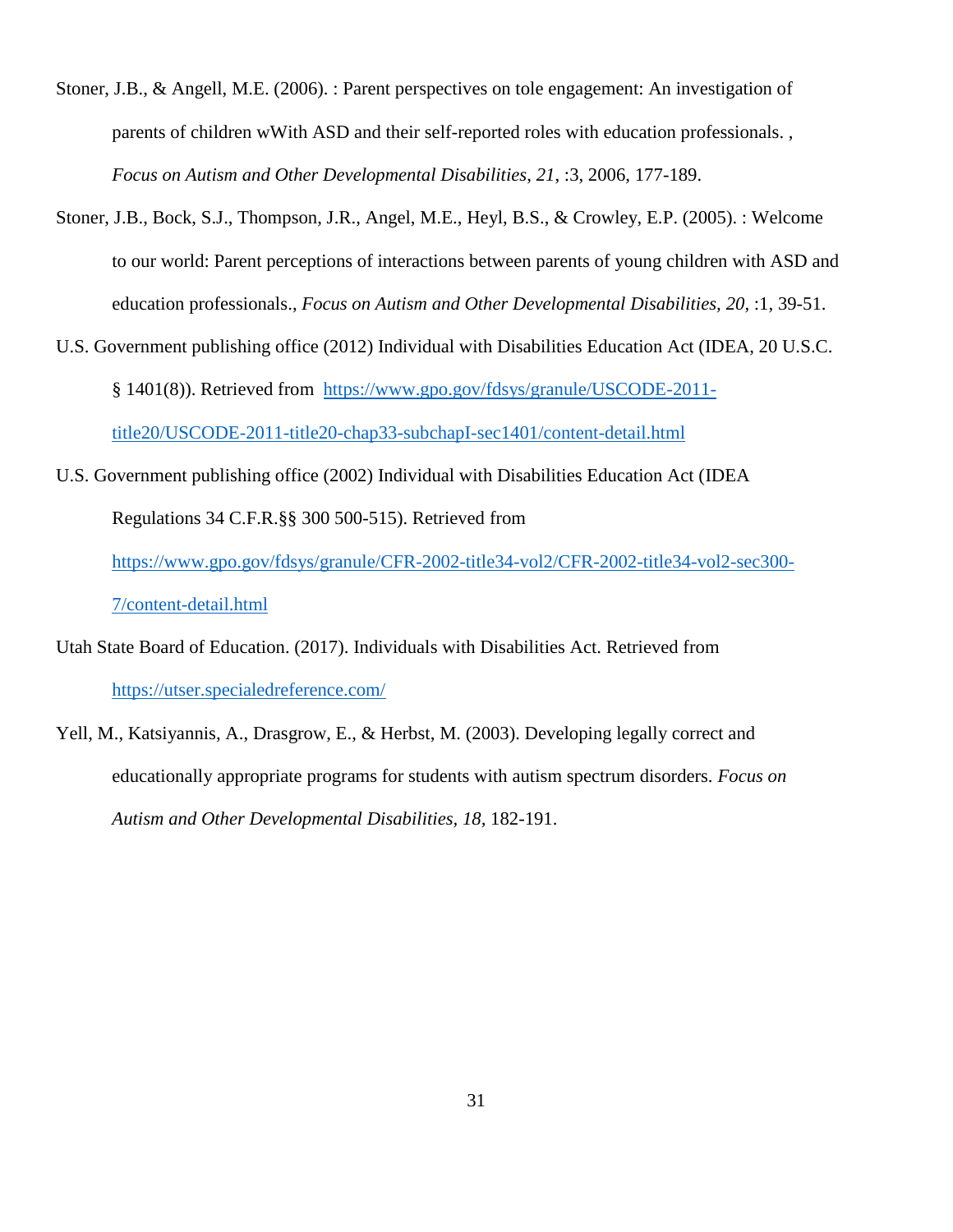Stoner, J.B., & Angell, M.E. (2006). : Parent perspectives on tole engagement: An investigation of parents of children wWith ASD and their self-reported roles with education professionals. , *Focus on Autism and Other Developmental Disabilities*, *21*, :3, 2006, 177-189.

Stoner, J.B., Bock, S.J., Thompson, J.R., Angel, M.E., Heyl, B.S., & Crowley, E.P. (2005). : Welcome to our world: Parent perceptions of interactions between parents of young children with ASD and education professionals., *Focus on Autism and Other Developmental Disabilities, 20*, :1, 39-51.

U.S. Government publishing office (2012) Individual with Disabilities Education Act (IDEA, 20 U.S.C. § 1401(8)). Retrieved from https://www.gpo.gov/fdsys/granule/USCODE-2011-title20/USCODE-2011-title20-chap33-subchapI-sec1401/content-detail.html

U.S. Government publishing office (2002) Individual with Disabilities Education Act (IDEA Regulations 34 C.F.R.§§ 300 500-515). Retrieved from https://www.gpo.gov/fdsys/granule/CFR-2002-title34-vol2/CFR-2002-title34-vol2-sec300-7/content-detail.html

Utah State Board of Education. (2017). Individuals with Disabilities Act. Retrieved from https://utser.specialedreference.com/

Yell, M., Katsiyannis, A., Drasgrow, E., & Herbst, M. (2003). Developing legally correct and educationally appropriate programs for students with autism spectrum disorders. *Focus on Autism and Other Developmental Disabilities, 18,* 182-191.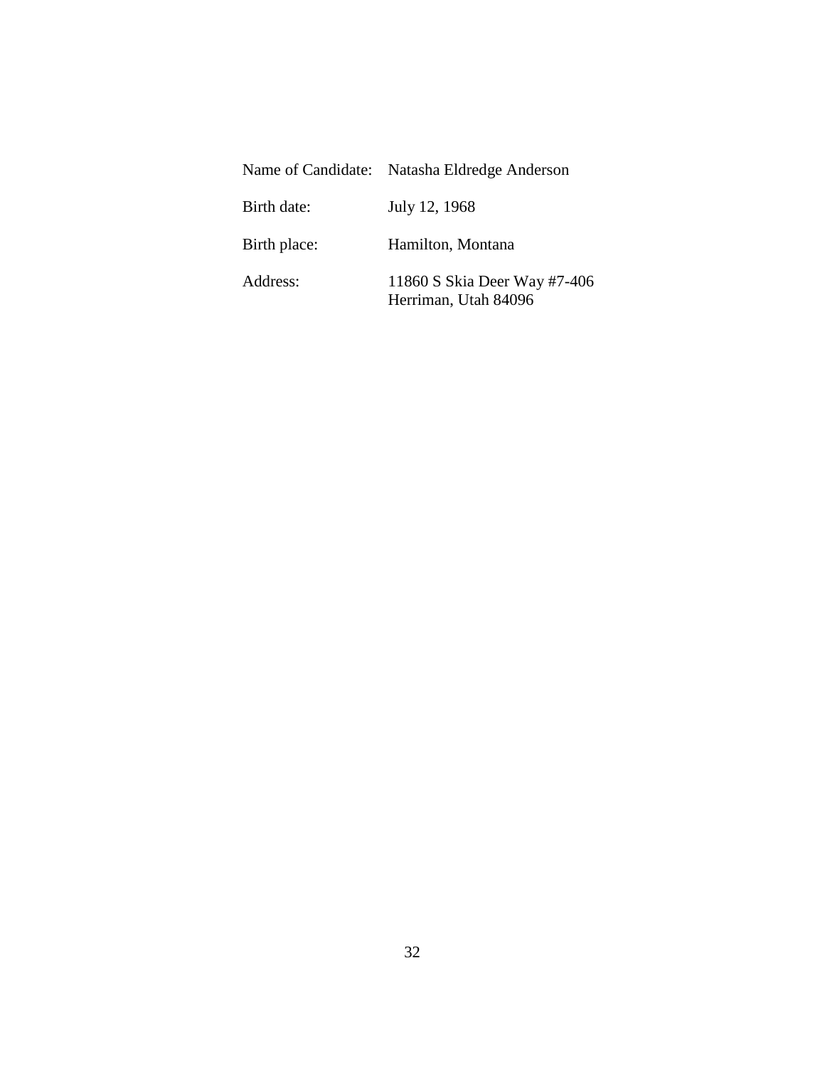| | |
|---|---|
| Name of Candidate: | Natasha Eldredge Anderson |
| Birth date: | July 12, 1968 |
| Birth place: | Hamilton, Montana |
| Address: | 11860 S Skia Deer Way #7-406<br>Herriman, Utah 84096 |